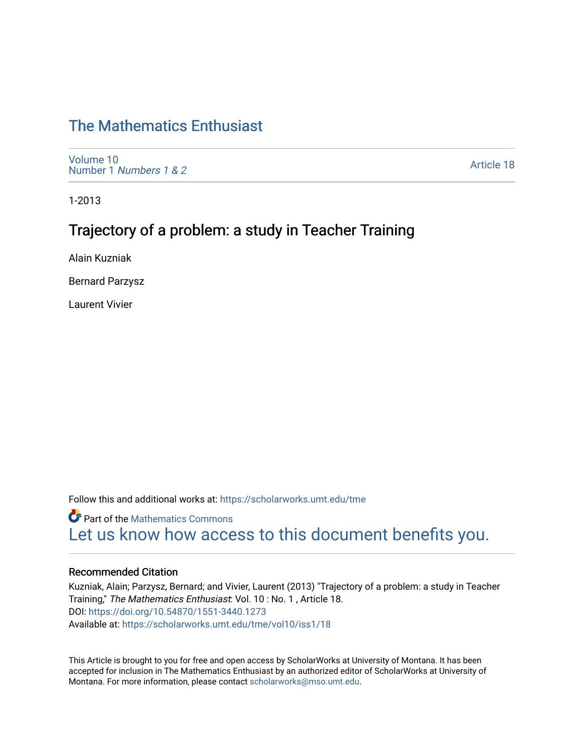# The Mathematics Enthusiast

Volume 10
Number 1 *Numbers 1 & 2*

Article 18

1-2013

## Trajectory of a problem: a study in Teacher Training

Alain Kuzniak

Bernard Parzysz

Laurent Vivier

Follow this and additional works at: https://scholarworks.umt.edu/tme

Part of the Mathematics Commons

Let us know how access to this document benefits you.

### Recommended Citation

Kuzniak, Alain; Parzysz, Bernard; and Vivier, Laurent (2013) "Trajectory of a problem: a study in Teacher Training," *The Mathematics Enthusiast*: Vol. 10 : No. 1 , Article 18.
DOI: https://doi.org/10.54870/1551-3440.1273
Available at: https://scholarworks.umt.edu/tme/vol10/iss1/18

This Article is brought to you for free and open access by ScholarWorks at University of Montana. It has been accepted for inclusion in The Mathematics Enthusiast by an authorized editor of ScholarWorks at University of Montana. For more information, please contact scholarworks@mso.umt.edu.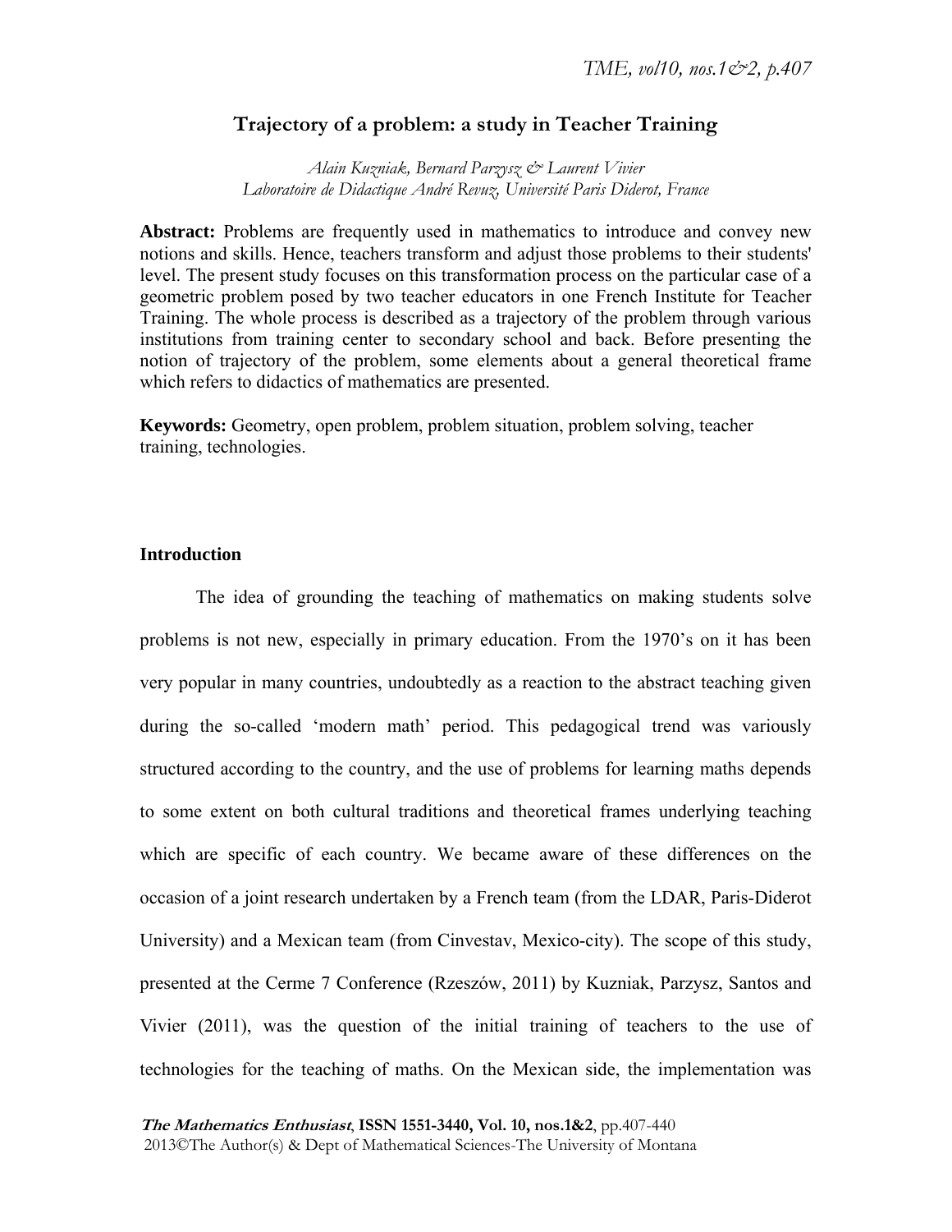# Trajectory of a problem: a study in Teacher Training

*Alain Kuzniak, Bernard Parzysz & Laurent Vivier*
*Laboratoire de Didactique André Revuz, Université Paris Diderot, France*

**Abstract:** Problems are frequently used in mathematics to introduce and convey new notions and skills. Hence, teachers transform and adjust those problems to their students' level. The present study focuses on this transformation process on the particular case of a geometric problem posed by two teacher educators in one French Institute for Teacher Training. The whole process is described as a trajectory of the problem through various institutions from training center to secondary school and back. Before presenting the notion of trajectory of the problem, some elements about a general theoretical frame which refers to didactics of mathematics are presented.

**Keywords:** Geometry, open problem, problem situation, problem solving, teacher training, technologies.

## Introduction

The idea of grounding the teaching of mathematics on making students solve problems is not new, especially in primary education. From the 1970's on it has been very popular in many countries, undoubtedly as a reaction to the abstract teaching given during the so-called 'modern math' period. This pedagogical trend was variously structured according to the country, and the use of problems for learning maths depends to some extent on both cultural traditions and theoretical frames underlying teaching which are specific of each country. We became aware of these differences on the occasion of a joint research undertaken by a French team (from the LDAR, Paris-Diderot University) and a Mexican team (from Cinvestav, Mexico-city). The scope of this study, presented at the Cerme 7 Conference (Rzeszów, 2011) by Kuzniak, Parzysz, Santos and Vivier (2011), was the question of the initial training of teachers to the use of technologies for the teaching of maths. On the Mexican side, the implementation was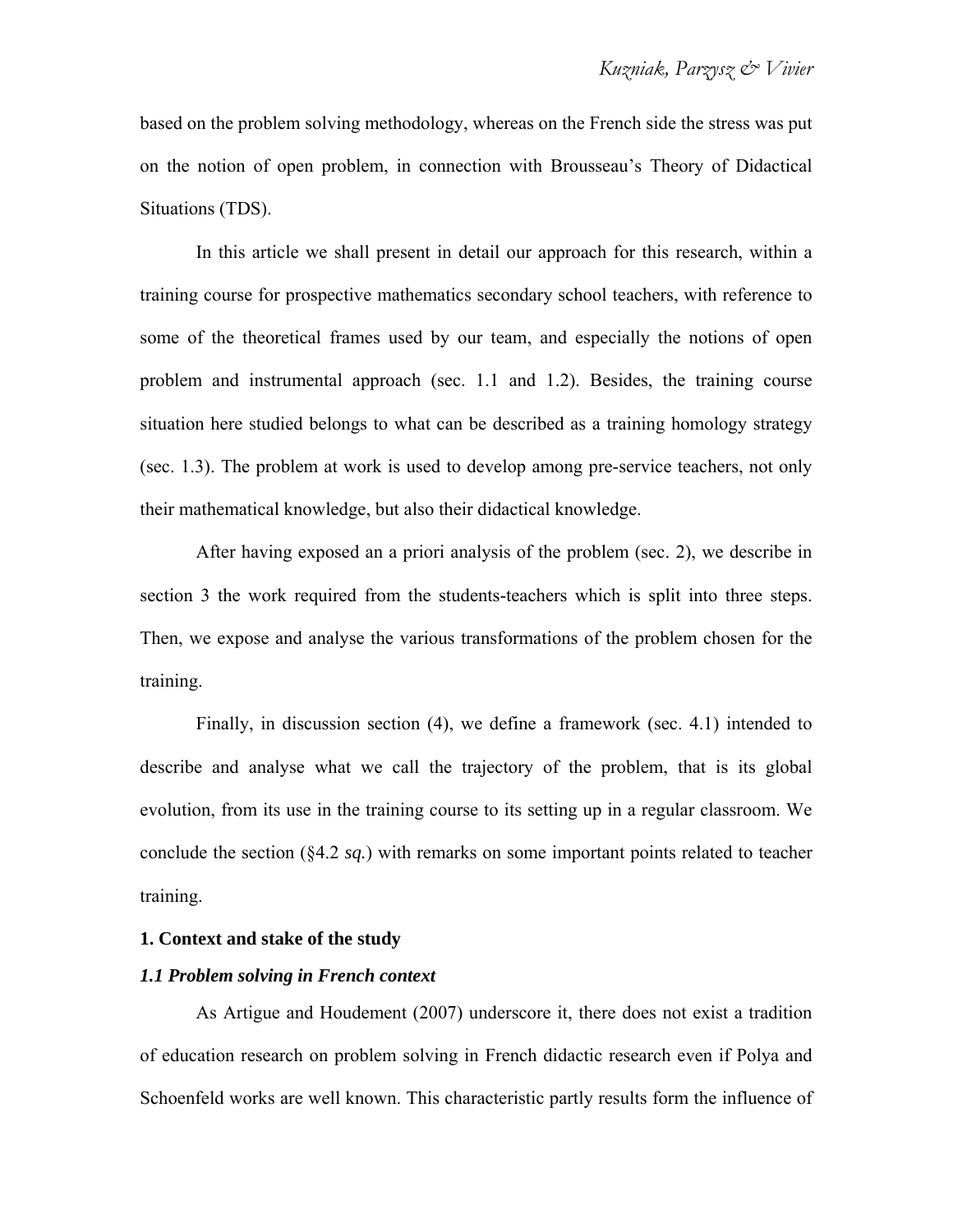based on the problem solving methodology, whereas on the French side the stress was put on the notion of open problem, in connection with Brousseau's Theory of Didactical Situations (TDS).

In this article we shall present in detail our approach for this research, within a training course for prospective mathematics secondary school teachers, with reference to some of the theoretical frames used by our team, and especially the notions of open problem and instrumental approach (sec. 1.1 and 1.2). Besides, the training course situation here studied belongs to what can be described as a training homology strategy (sec. 1.3). The problem at work is used to develop among pre-service teachers, not only their mathematical knowledge, but also their didactical knowledge.

After having exposed an a priori analysis of the problem (sec. 2), we describe in section 3 the work required from the students-teachers which is split into three steps. Then, we expose and analyse the various transformations of the problem chosen for the training.

Finally, in discussion section (4), we define a framework (sec. 4.1) intended to describe and analyse what we call the trajectory of the problem, that is its global evolution, from its use in the training course to its setting up in a regular classroom. We conclude the section (§4.2 *sq.*) with remarks on some important points related to teacher training.

## 1. Context and stake of the study

### *1.1 Problem solving in French context*

As Artigue and Houdement (2007) underscore it, there does not exist a tradition of education research on problem solving in French didactic research even if Polya and Schoenfeld works are well known. This characteristic partly results form the influence of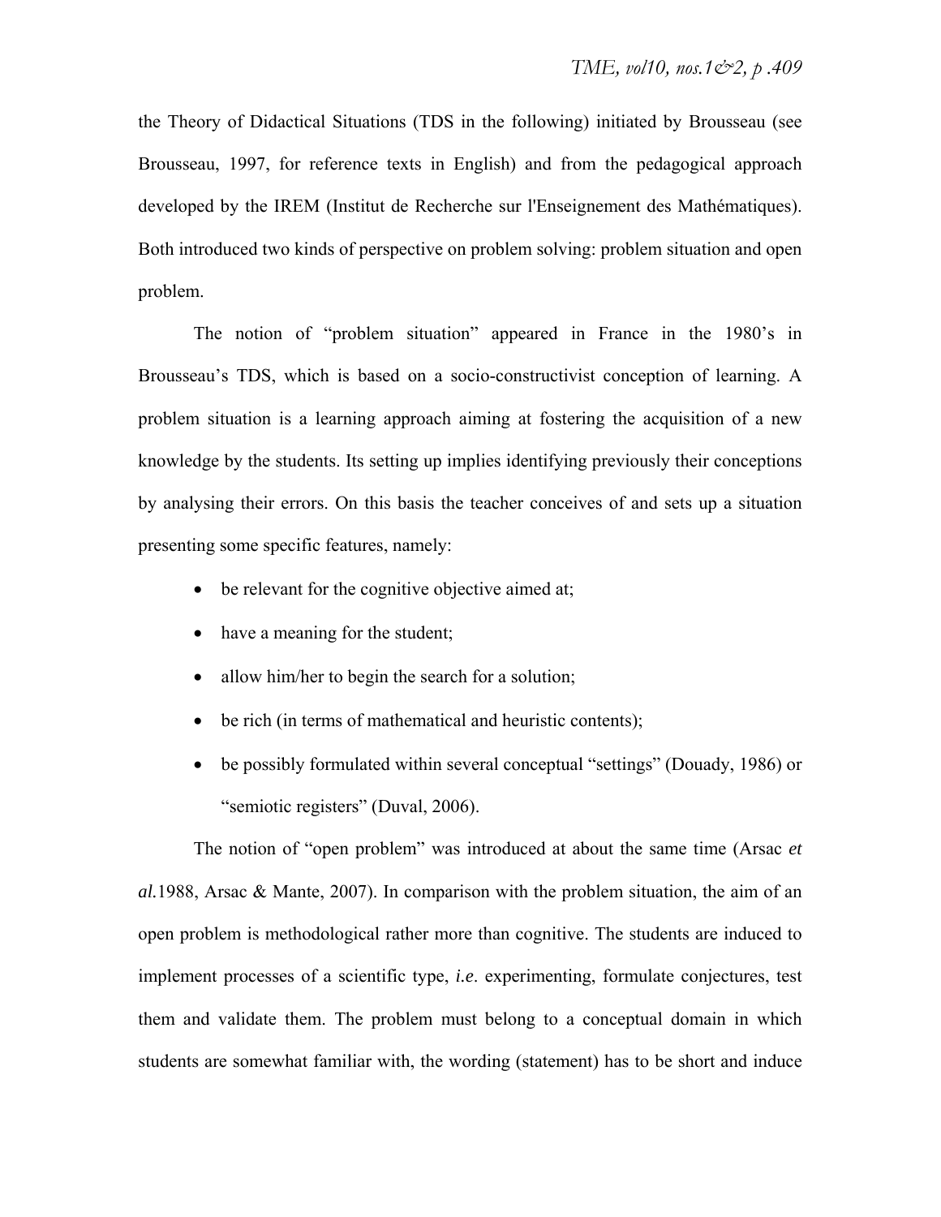the Theory of Didactical Situations (TDS in the following) initiated by Brousseau (see Brousseau, 1997, for reference texts in English) and from the pedagogical approach developed by the IREM (Institut de Recherche sur l'Enseignement des Mathématiques). Both introduced two kinds of perspective on problem solving: problem situation and open problem.

The notion of "problem situation" appeared in France in the 1980's in Brousseau's TDS, which is based on a socio-constructivist conception of learning. A problem situation is a learning approach aiming at fostering the acquisition of a new knowledge by the students. Its setting up implies identifying previously their conceptions by analysing their errors. On this basis the teacher conceives of and sets up a situation presenting some specific features, namely:

- be relevant for the cognitive objective aimed at;
- have a meaning for the student;
- allow him/her to begin the search for a solution;
- be rich (in terms of mathematical and heuristic contents);
- be possibly formulated within several conceptual "settings" (Douady, 1986) or "semiotic registers" (Duval, 2006).

The notion of "open problem" was introduced at about the same time (Arsac *et al.*1988, Arsac & Mante, 2007). In comparison with the problem situation, the aim of an open problem is methodological rather more than cognitive. The students are induced to implement processes of a scientific type, *i.e*. experimenting, formulate conjectures, test them and validate them. The problem must belong to a conceptual domain in which students are somewhat familiar with, the wording (statement) has to be short and induce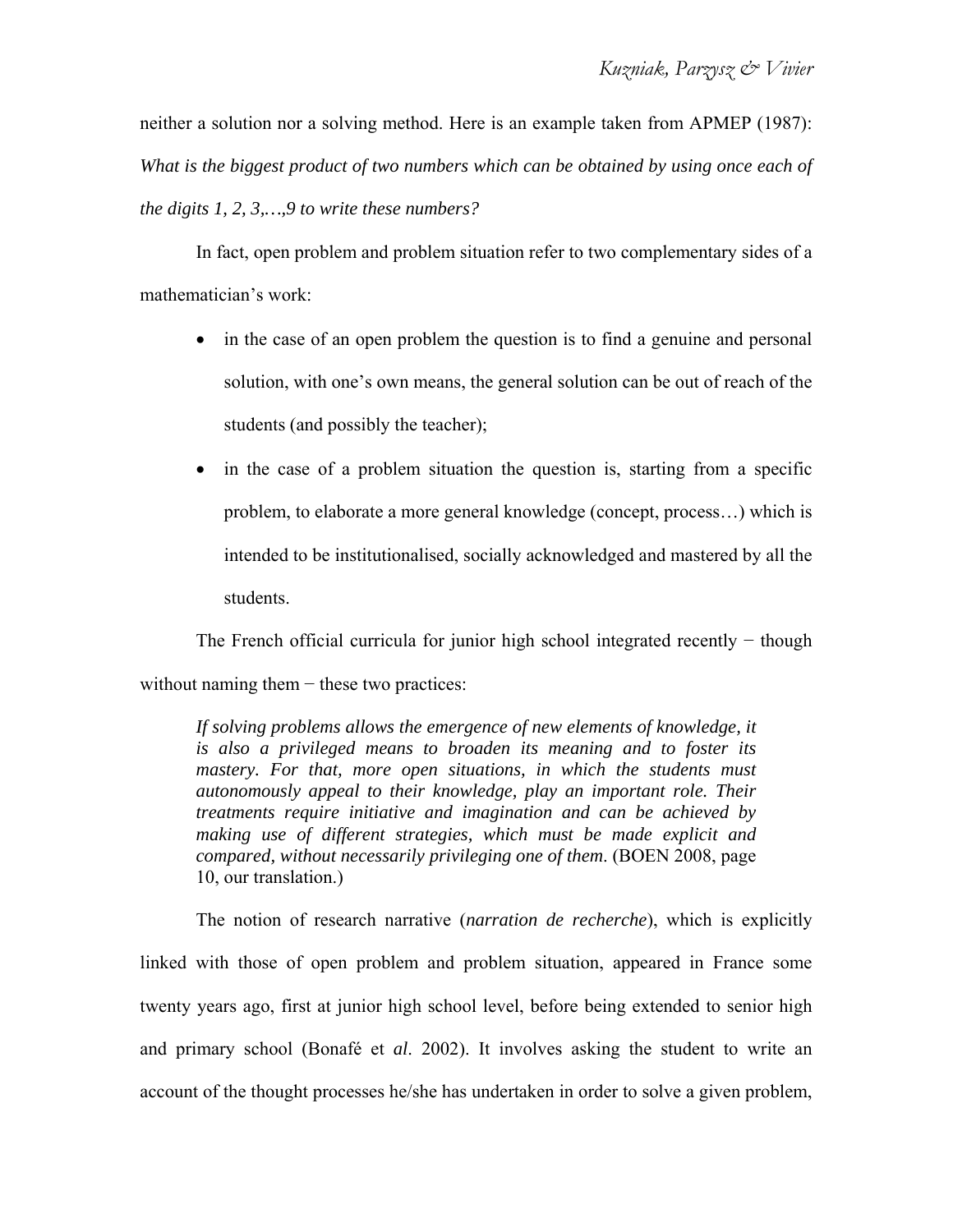neither a solution nor a solving method. Here is an example taken from APMEP (1987): *What is the biggest product of two numbers which can be obtained by using once each of the digits 1, 2, 3,…,9 to write these numbers?*

In fact, open problem and problem situation refer to two complementary sides of a mathematician's work:

- in the case of an open problem the question is to find a genuine and personal solution, with one's own means, the general solution can be out of reach of the students (and possibly the teacher);
- in the case of a problem situation the question is, starting from a specific problem, to elaborate a more general knowledge (concept, process…) which is intended to be institutionalised, socially acknowledged and mastered by all the students.

The French official curricula for junior high school integrated recently − though without naming them − these two practices:

> *If solving problems allows the emergence of new elements of knowledge, it is also a privileged means to broaden its meaning and to foster its mastery. For that, more open situations, in which the students must autonomously appeal to their knowledge, play an important role. Their treatments require initiative and imagination and can be achieved by making use of different strategies, which must be made explicit and compared, without necessarily privileging one of them*. (BOEN 2008, page 10, our translation.)

The notion of research narrative (*narration de recherche*), which is explicitly linked with those of open problem and problem situation, appeared in France some twenty years ago, first at junior high school level, before being extended to senior high and primary school (Bonafé et *al*. 2002). It involves asking the student to write an account of the thought processes he/she has undertaken in order to solve a given problem,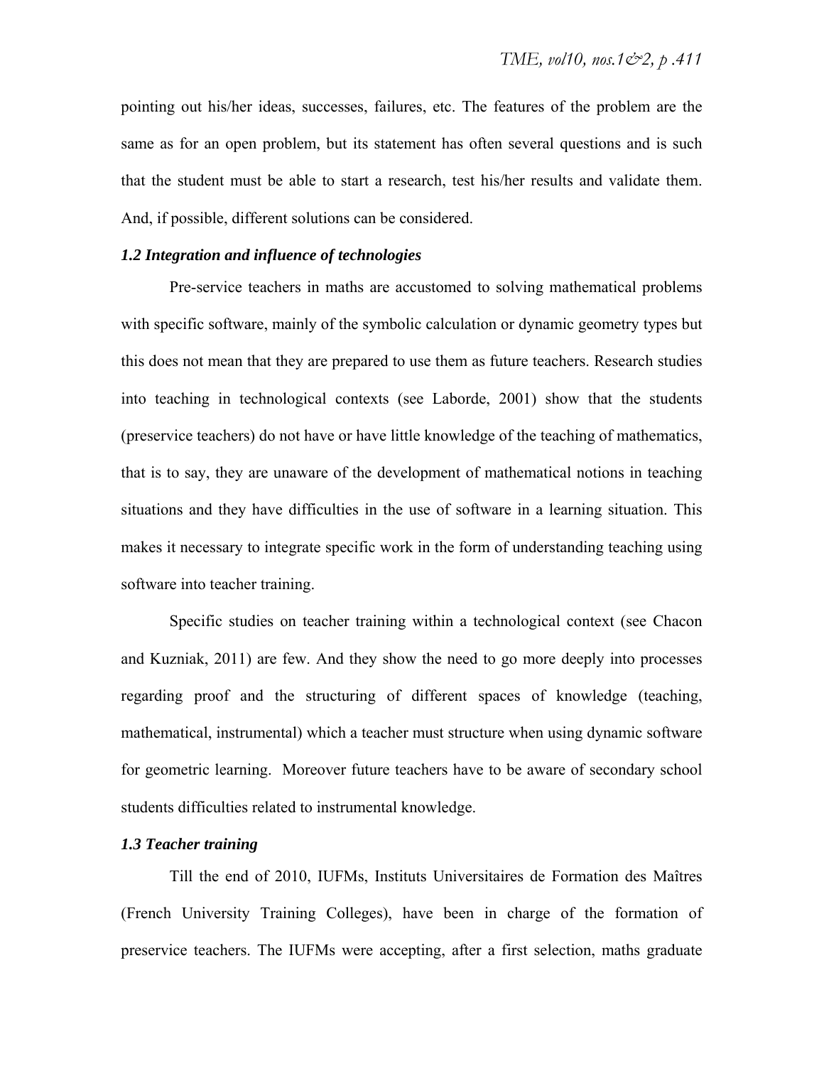pointing out his/her ideas, successes, failures, etc. The features of the problem are the same as for an open problem, but its statement has often several questions and is such that the student must be able to start a research, test his/her results and validate them. And, if possible, different solutions can be considered.

### *1.2 Integration and influence of technologies*

Pre-service teachers in maths are accustomed to solving mathematical problems with specific software, mainly of the symbolic calculation or dynamic geometry types but this does not mean that they are prepared to use them as future teachers. Research studies into teaching in technological contexts (see Laborde, 2001) show that the students (preservice teachers) do not have or have little knowledge of the teaching of mathematics, that is to say, they are unaware of the development of mathematical notions in teaching situations and they have difficulties in the use of software in a learning situation. This makes it necessary to integrate specific work in the form of understanding teaching using software into teacher training.

Specific studies on teacher training within a technological context (see Chacon and Kuzniak, 2011) are few. And they show the need to go more deeply into processes regarding proof and the structuring of different spaces of knowledge (teaching, mathematical, instrumental) which a teacher must structure when using dynamic software for geometric learning. Moreover future teachers have to be aware of secondary school students difficulties related to instrumental knowledge.

### *1.3 Teacher training*

Till the end of 2010, IUFMs, Instituts Universitaires de Formation des Maîtres (French University Training Colleges), have been in charge of the formation of preservice teachers. The IUFMs were accepting, after a first selection, maths graduate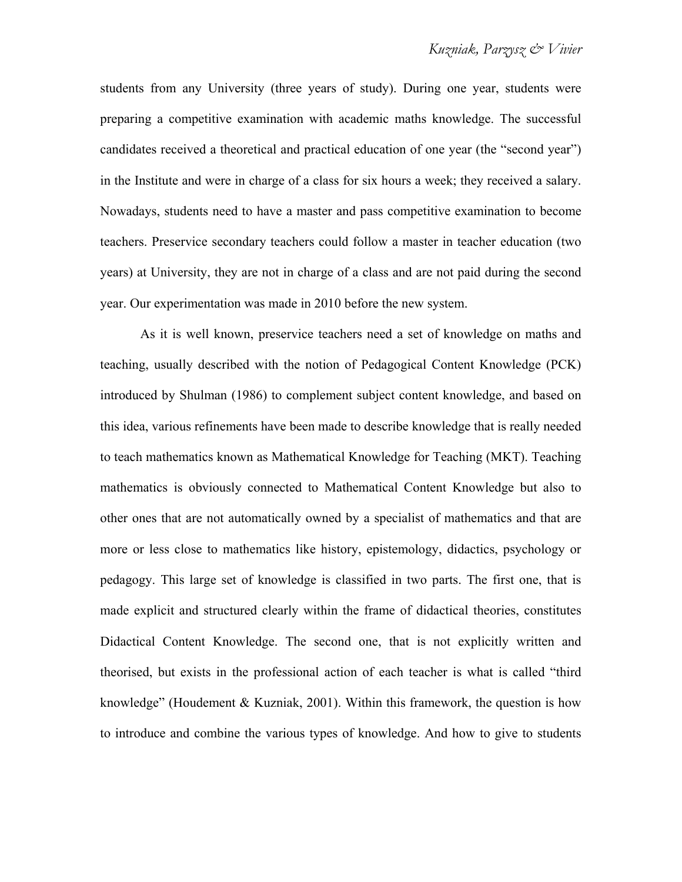students from any University (three years of study). During one year, students were preparing a competitive examination with academic maths knowledge. The successful candidates received a theoretical and practical education of one year (the "second year") in the Institute and were in charge of a class for six hours a week; they received a salary. Nowadays, students need to have a master and pass competitive examination to become teachers. Preservice secondary teachers could follow a master in teacher education (two years) at University, they are not in charge of a class and are not paid during the second year. Our experimentation was made in 2010 before the new system.

As it is well known, preservice teachers need a set of knowledge on maths and teaching, usually described with the notion of Pedagogical Content Knowledge (PCK) introduced by Shulman (1986) to complement subject content knowledge, and based on this idea, various refinements have been made to describe knowledge that is really needed to teach mathematics known as Mathematical Knowledge for Teaching (MKT). Teaching mathematics is obviously connected to Mathematical Content Knowledge but also to other ones that are not automatically owned by a specialist of mathematics and that are more or less close to mathematics like history, epistemology, didactics, psychology or pedagogy. This large set of knowledge is classified in two parts. The first one, that is made explicit and structured clearly within the frame of didactical theories, constitutes Didactical Content Knowledge. The second one, that is not explicitly written and theorised, but exists in the professional action of each teacher is what is called "third knowledge" (Houdement & Kuzniak, 2001). Within this framework, the question is how to introduce and combine the various types of knowledge. And how to give to students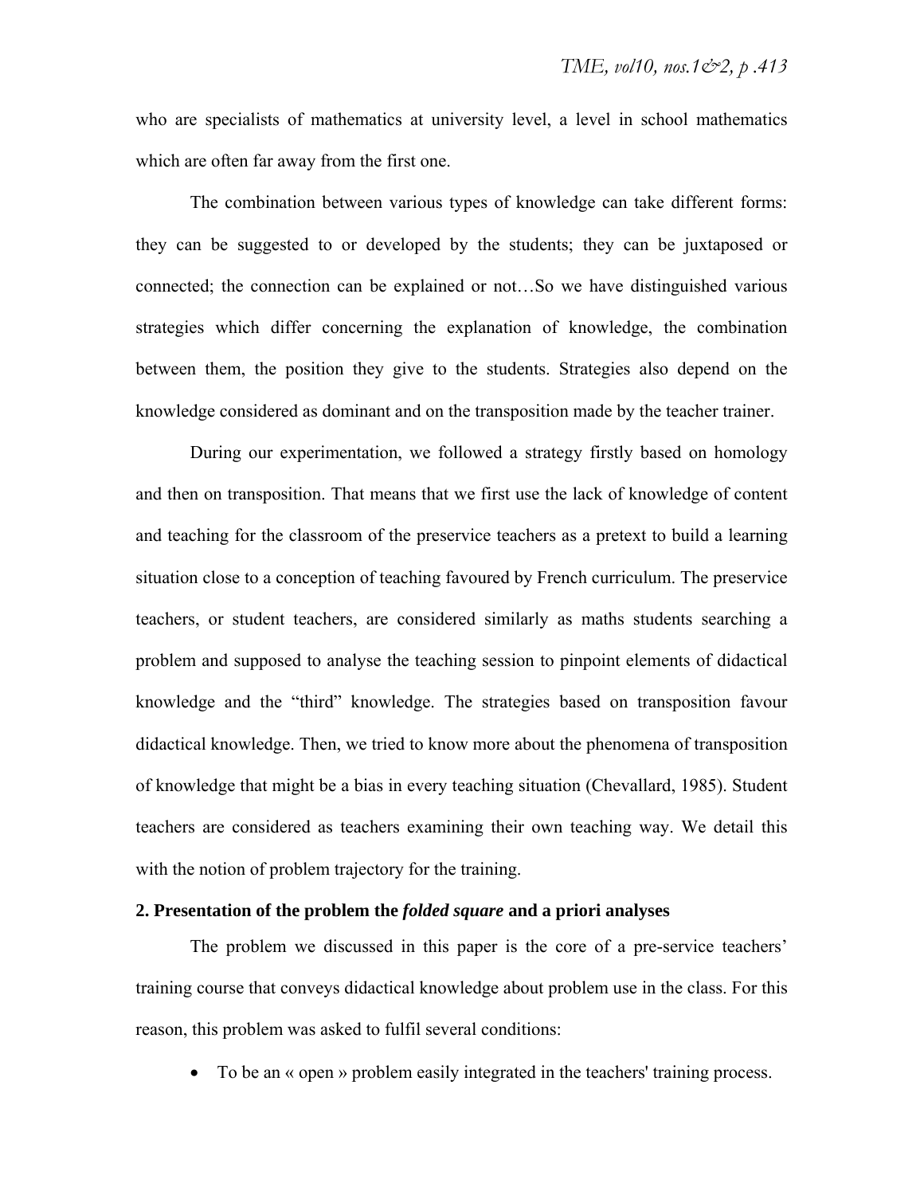who are specialists of mathematics at university level, a level in school mathematics which are often far away from the first one.

The combination between various types of knowledge can take different forms: they can be suggested to or developed by the students; they can be juxtaposed or connected; the connection can be explained or not…So we have distinguished various strategies which differ concerning the explanation of knowledge, the combination between them, the position they give to the students. Strategies also depend on the knowledge considered as dominant and on the transposition made by the teacher trainer.

During our experimentation, we followed a strategy firstly based on homology and then on transposition. That means that we first use the lack of knowledge of content and teaching for the classroom of the preservice teachers as a pretext to build a learning situation close to a conception of teaching favoured by French curriculum. The preservice teachers, or student teachers, are considered similarly as maths students searching a problem and supposed to analyse the teaching session to pinpoint elements of didactical knowledge and the "third" knowledge. The strategies based on transposition favour didactical knowledge. Then, we tried to know more about the phenomena of transposition of knowledge that might be a bias in every teaching situation (Chevallard, 1985). Student teachers are considered as teachers examining their own teaching way. We detail this with the notion of problem trajectory for the training.

## 2. Presentation of the problem the *folded square* and a priori analyses

The problem we discussed in this paper is the core of a pre-service teachers' training course that conveys didactical knowledge about problem use in the class. For this reason, this problem was asked to fulfil several conditions:

- To be an « open » problem easily integrated in the teachers' training process.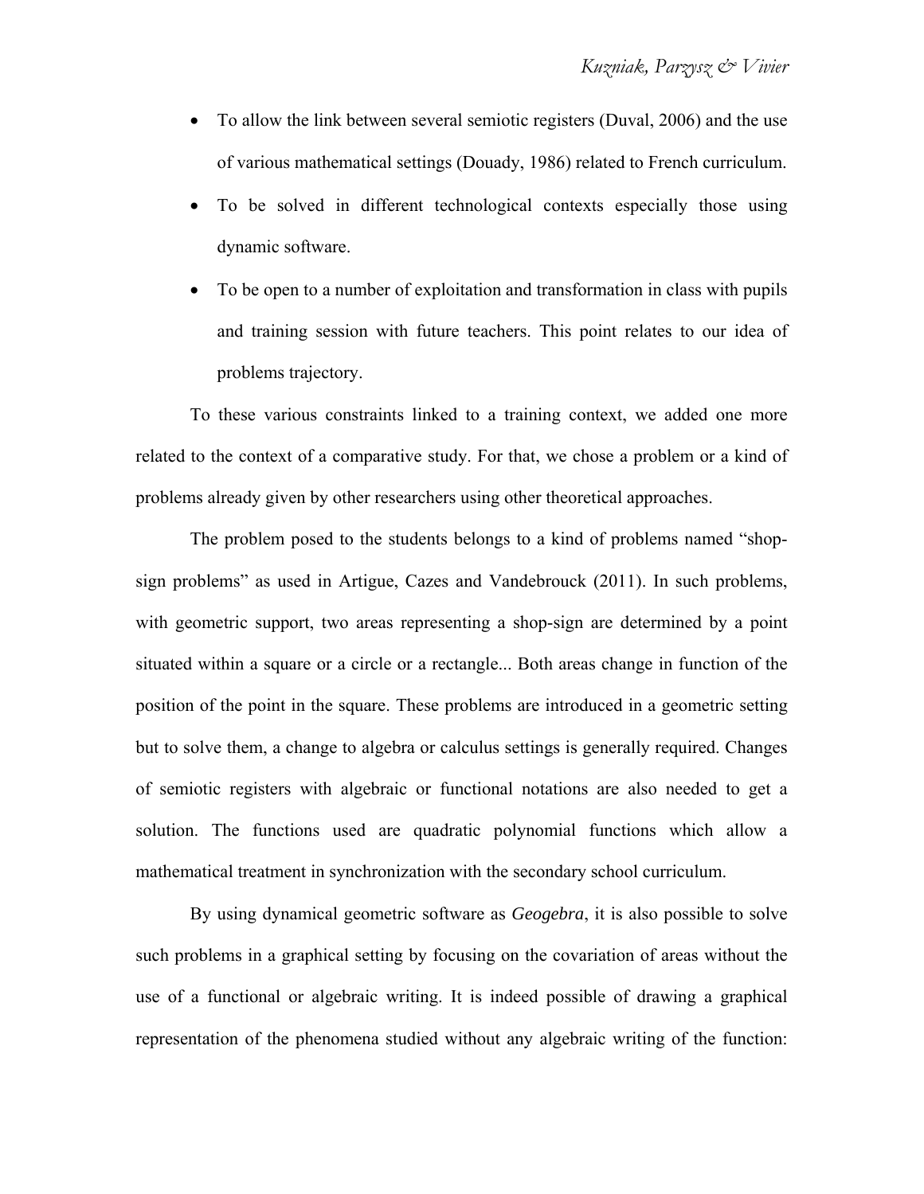- To allow the link between several semiotic registers (Duval, 2006) and the use of various mathematical settings (Douady, 1986) related to French curriculum.
- To be solved in different technological contexts especially those using dynamic software.
- To be open to a number of exploitation and transformation in class with pupils and training session with future teachers. This point relates to our idea of problems trajectory.

To these various constraints linked to a training context, we added one more related to the context of a comparative study. For that, we chose a problem or a kind of problems already given by other researchers using other theoretical approaches.

The problem posed to the students belongs to a kind of problems named "shop-sign problems" as used in Artigue, Cazes and Vandebrouck (2011). In such problems, with geometric support, two areas representing a shop-sign are determined by a point situated within a square or a circle or a rectangle... Both areas change in function of the position of the point in the square. These problems are introduced in a geometric setting but to solve them, a change to algebra or calculus settings is generally required. Changes of semiotic registers with algebraic or functional notations are also needed to get a solution. The functions used are quadratic polynomial functions which allow a mathematical treatment in synchronization with the secondary school curriculum.

By using dynamical geometric software as *Geogebra*, it is also possible to solve such problems in a graphical setting by focusing on the covariation of areas without the use of a functional or algebraic writing. It is indeed possible of drawing a graphical representation of the phenomena studied without any algebraic writing of the function: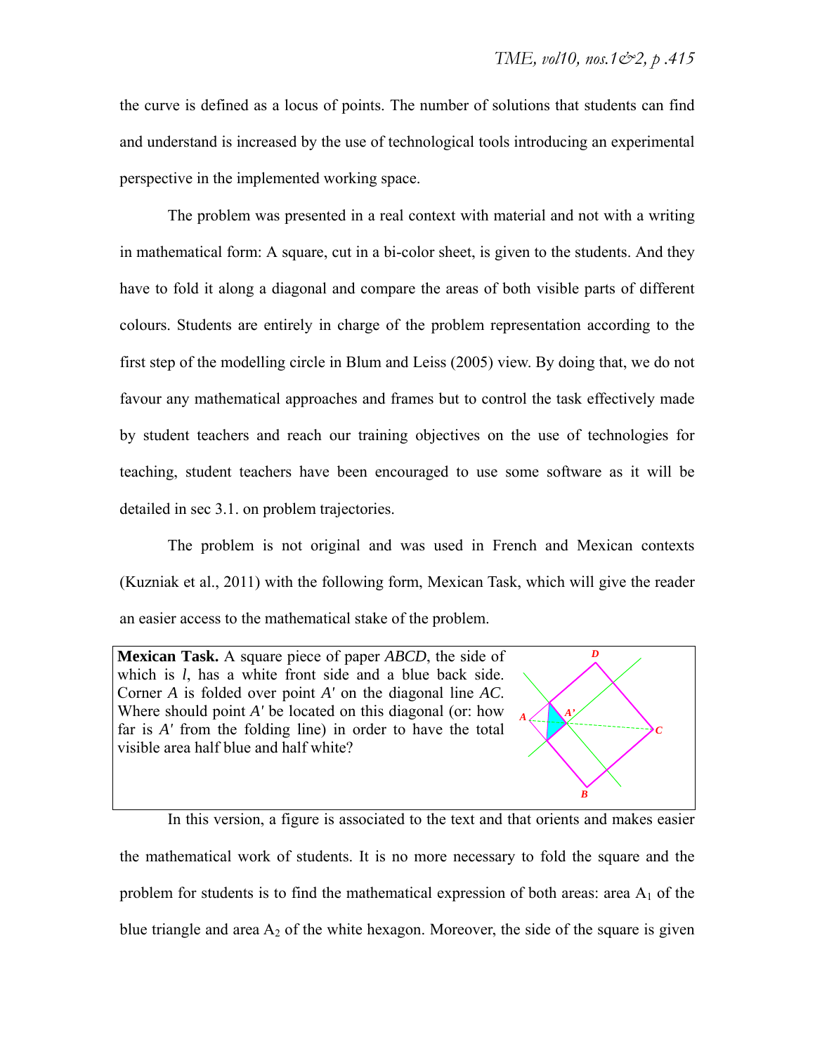the curve is defined as a locus of points. The number of solutions that students can find and understand is increased by the use of technological tools introducing an experimental perspective in the implemented working space.

The problem was presented in a real context with material and not with a writing in mathematical form: A square, cut in a bi-color sheet, is given to the students. And they have to fold it along a diagonal and compare the areas of both visible parts of different colours. Students are entirely in charge of the problem representation according to the first step of the modelling circle in Blum and Leiss (2005) view. By doing that, we do not favour any mathematical approaches and frames but to control the task effectively made by student teachers and reach our training objectives on the use of technologies for teaching, student teachers have been encouraged to use some software as it will be detailed in sec 3.1. on problem trajectories.

The problem is not original and was used in French and Mexican contexts (Kuzniak et al., 2011) with the following form, Mexican Task, which will give the reader an easier access to the mathematical stake of the problem.

> **Mexican Task.** A square piece of paper *ABCD*, the side of which is *l*, has a white front side and a blue back side. Corner *A* is folded over point *A′* on the diagonal line *AC*. Where should point *A′* be located on this diagonal (or: how far is *A′* from the folding line) in order to have the total visible area half blue and half white?

In this version, a figure is associated to the text and that orients and makes easier the mathematical work of students. It is no more necessary to fold the square and the problem for students is to find the mathematical expression of both areas: area $A_1$ of the blue triangle and area $A_2$ of the white hexagon. Moreover, the side of the square is given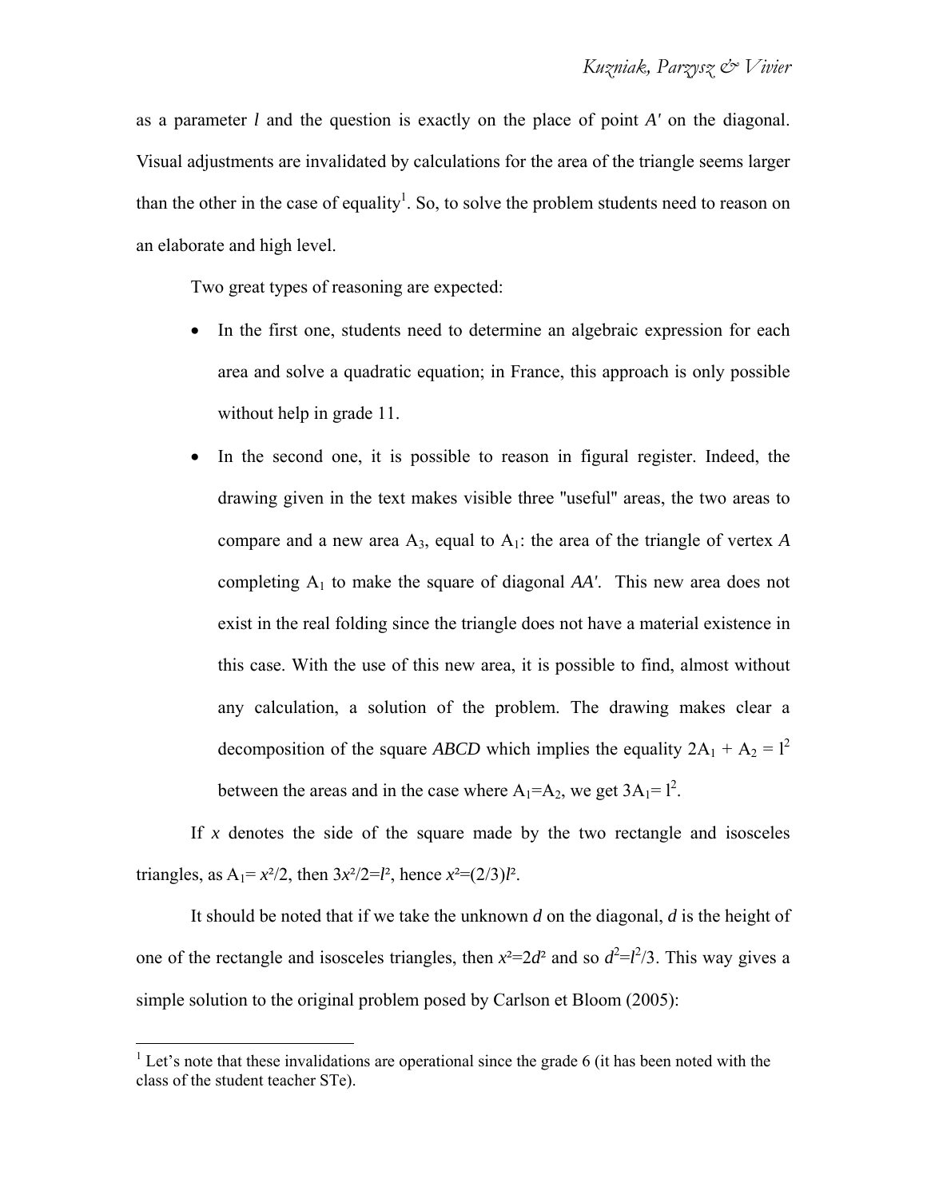as a parameter $l$ and the question is exactly on the place of point $A'$ on the diagonal. Visual adjustments are invalidated by calculations for the area of the triangle seems larger than the other in the case of equality[1]. So, to solve the problem students need to reason on an elaborate and high level.

Two great types of reasoning are expected:

- In the first one, students need to determine an algebraic expression for each area and solve a quadratic equation; in France, this approach is only possible without help in grade 11.
- In the second one, it is possible to reason in figural register. Indeed, the drawing given in the text makes visible three "useful" areas, the two areas to compare and a new area $A_3$, equal to $A_1$: the area of the triangle of vertex *A* completing $A_1$ to make the square of diagonal *AA'*. This new area does not exist in the real folding since the triangle does not have a material existence in this case. With the use of this new area, it is possible to find, almost without any calculation, a solution of the problem. The drawing makes clear a decomposition of the square *ABCD* which implies the equality $2A_1 + A_2 = l^2$ between the areas and in the case where $A_1=A_2$, we get $3A_1= l^2$.

If $x$ denotes the side of the square made by the two rectangle and isosceles triangles, as $A_1= x^2/2$, then $3x^2/2=l^2$, hence $x^2=(2/3)l^2$.

It should be noted that if we take the unknown $d$ on the diagonal, $d$ is the height of one of the rectangle and isosceles triangles, then $x^2=2d^2$ and so $d^2=l^2/3$. This way gives a simple solution to the original problem posed by Carlson et Bloom (2005):

[1] Let's note that these invalidations are operational since the grade 6 (it has been noted with the class of the student teacher STe).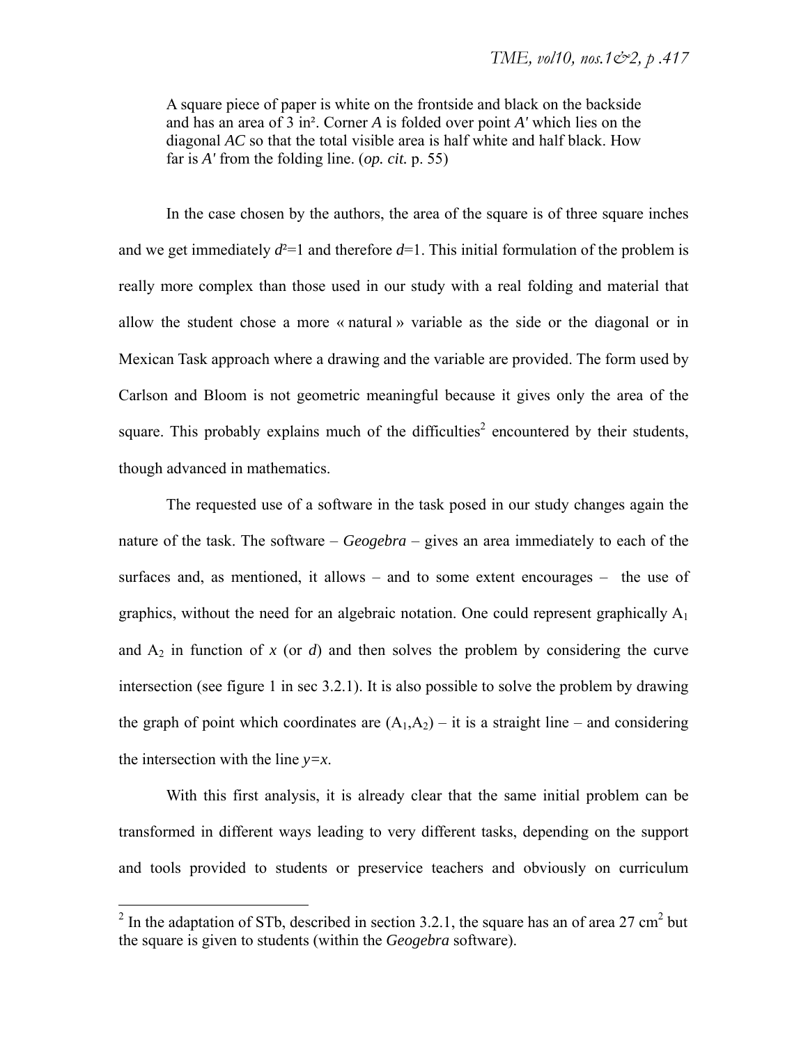> A square piece of paper is white on the frontside and black on the backside and has an area of 3 in². Corner *A* is folded over point *A'* which lies on the diagonal *AC* so that the total visible area is half white and half black. How far is *A'* from the folding line. (*op. cit.* p. 55)

In the case chosen by the authors, the area of the square is of three square inches and we get immediately $d^2=1$ and therefore $d=1$. This initial formulation of the problem is really more complex than those used in our study with a real folding and material that allow the student chose a more « natural » variable as the side or the diagonal or in Mexican Task approach where a drawing and the variable are provided. The form used by Carlson and Bloom is not geometric meaningful because it gives only the area of the square. This probably explains much of the difficulties[2] encountered by their students, though advanced in mathematics.

The requested use of a software in the task posed in our study changes again the nature of the task. The software – *Geogebra* – gives an area immediately to each of the surfaces and, as mentioned, it allows – and to some extent encourages – the use of graphics, without the need for an algebraic notation. One could represent graphically $A_1$ and $A_2$ in function of $x$ (or $d$) and then solves the problem by considering the curve intersection (see figure 1 in sec 3.2.1). It is also possible to solve the problem by drawing the graph of point which coordinates are $(A_1,A_2)$ – it is a straight line – and considering the intersection with the line $y=x$.

With this first analysis, it is already clear that the same initial problem can be transformed in different ways leading to very different tasks, depending on the support and tools provided to students or preservice teachers and obviously on curriculum

[2] In the adaptation of STb, described in section 3.2.1, the square has an of area 27 cm² but the square is given to students (within the *Geogebra* software).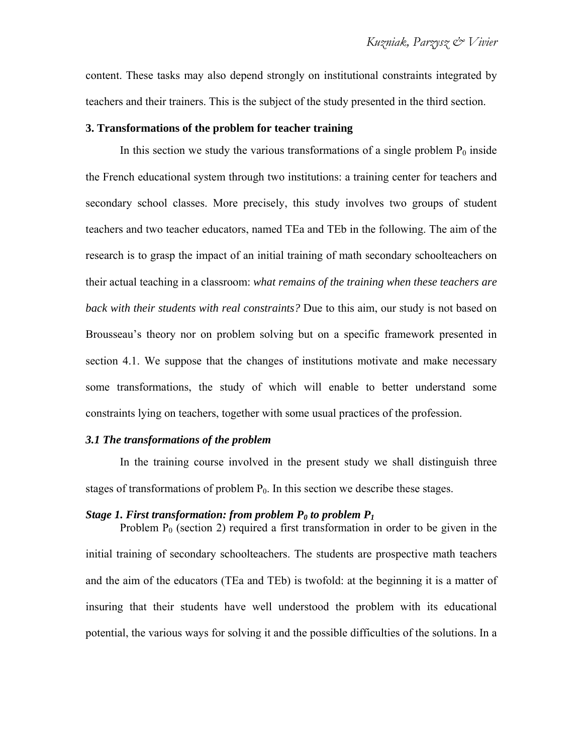content. These tasks may also depend strongly on institutional constraints integrated by teachers and their trainers. This is the subject of the study presented in the third section.

## 3. Transformations of the problem for teacher training

In this section we study the various transformations of a single problem $P_0$ inside the French educational system through two institutions: a training center for teachers and secondary school classes. More precisely, this study involves two groups of student teachers and two teacher educators, named TEa and TEb in the following. The aim of the research is to grasp the impact of an initial training of math secondary schoolteachers on their actual teaching in a classroom: *what remains of the training when these teachers are back with their students with real constraints?* Due to this aim, our study is not based on Brousseau's theory nor on problem solving but on a specific framework presented in section 4.1. We suppose that the changes of institutions motivate and make necessary some transformations, the study of which will enable to better understand some constraints lying on teachers, together with some usual practices of the profession.

### *3.1 The transformations of the problem*

In the training course involved in the present study we shall distinguish three stages of transformations of problem $P_0$. In this section we describe these stages.

***Stage 1. First transformation: from problem $P_0$ to problem $P_1$***

Problem $P_0$ (section 2) required a first transformation in order to be given in the initial training of secondary schoolteachers. The students are prospective math teachers and the aim of the educators (TEa and TEb) is twofold: at the beginning it is a matter of insuring that their students have well understood the problem with its educational potential, the various ways for solving it and the possible difficulties of the solutions. In a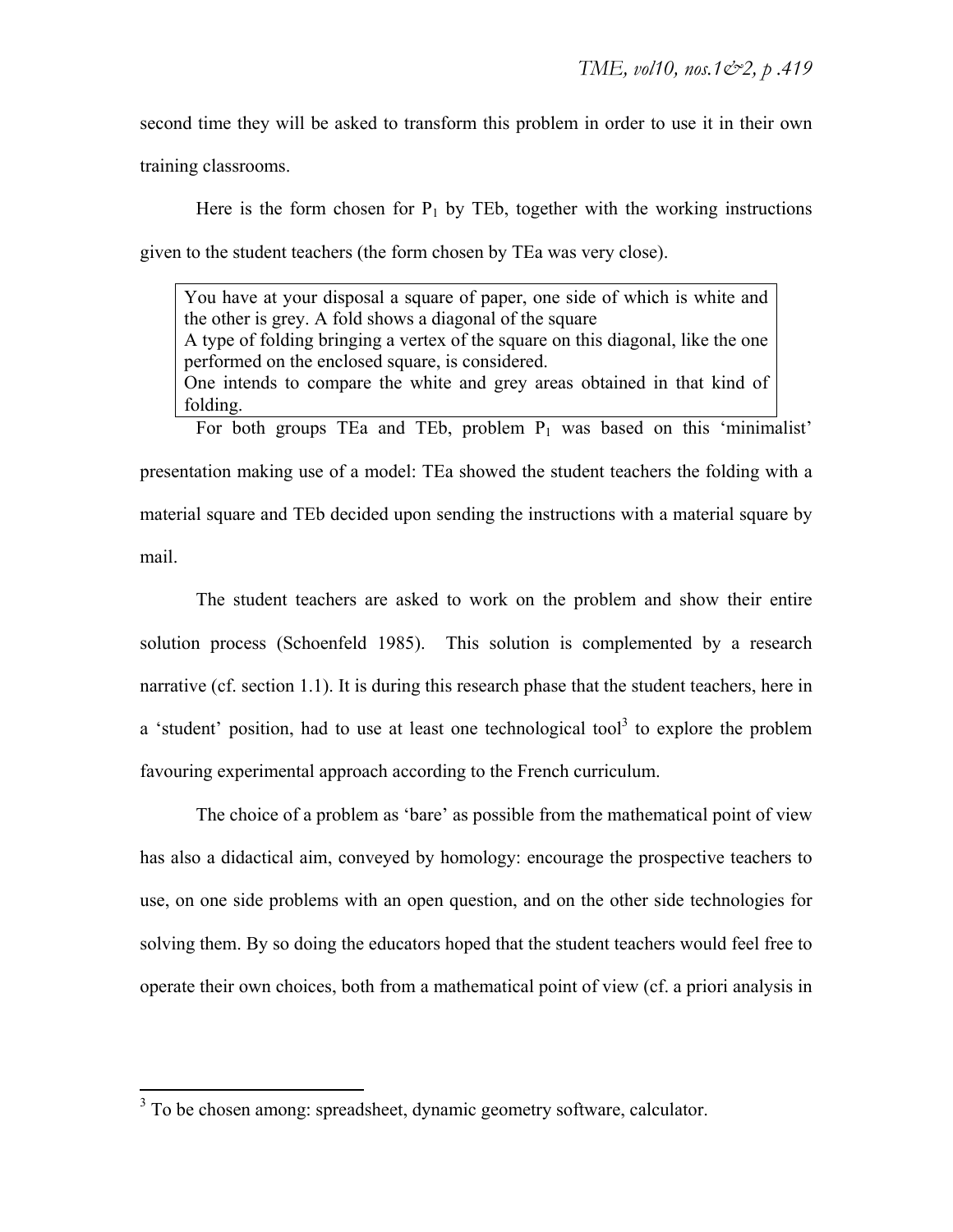second time they will be asked to transform this problem in order to use it in their own training classrooms.

Here is the form chosen for $P_1$ by TEb, together with the working instructions given to the student teachers (the form chosen by TEa was very close).

> You have at your disposal a square of paper, one side of which is white and the other is grey. A fold shows a diagonal of the square
> A type of folding bringing a vertex of the square on this diagonal, like the one performed on the enclosed square, is considered.
> One intends to compare the white and grey areas obtained in that kind of folding.

For both groups TEa and TEb, problem $P_1$ was based on this 'minimalist' presentation making use of a model: TEa showed the student teachers the folding with a material square and TEb decided upon sending the instructions with a material square by mail.

The student teachers are asked to work on the problem and show their entire solution process (Schoenfeld 1985). This solution is complemented by a research narrative (cf. section 1.1). It is during this research phase that the student teachers, here in a 'student' position, had to use at least one technological tool[3] to explore the problem favouring experimental approach according to the French curriculum.

The choice of a problem as 'bare' as possible from the mathematical point of view has also a didactical aim, conveyed by homology: encourage the prospective teachers to use, on one side problems with an open question, and on the other side technologies for solving them. By so doing the educators hoped that the student teachers would feel free to operate their own choices, both from a mathematical point of view (cf. a priori analysis in

[3] To be chosen among: spreadsheet, dynamic geometry software, calculator.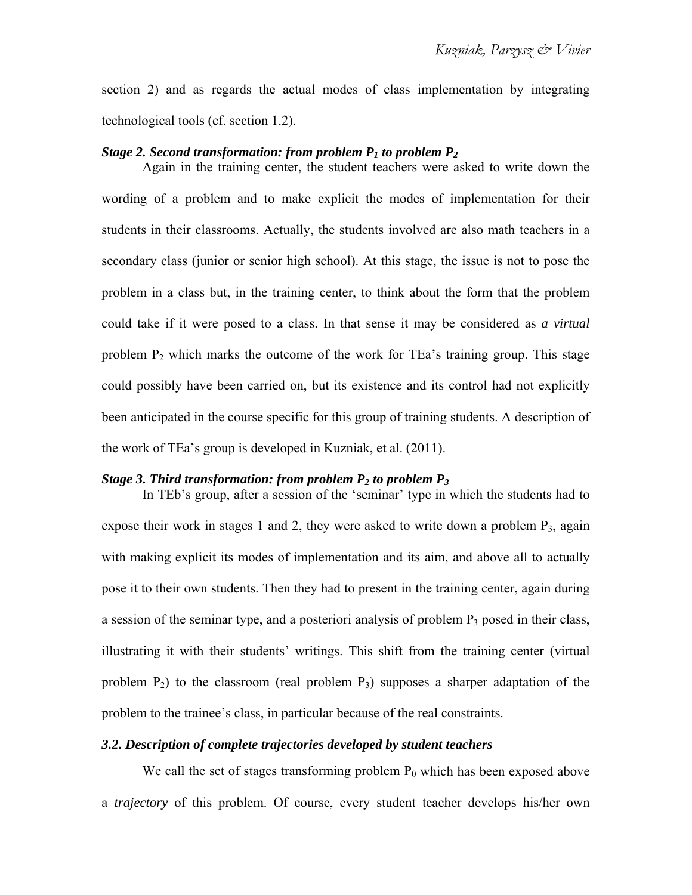section 2) and as regards the actual modes of class implementation by integrating technological tools (cf. section 1.2).

***Stage 2. Second transformation: from problem $P_1$ to problem $P_2$***

Again in the training center, the student teachers were asked to write down the wording of a problem and to make explicit the modes of implementation for their students in their classrooms. Actually, the students involved are also math teachers in a secondary class (junior or senior high school). At this stage, the issue is not to pose the problem in a class but, in the training center, to think about the form that the problem could take if it were posed to a class. In that sense it may be considered as *a virtual* problem $P_2$ which marks the outcome of the work for TEa's training group. This stage could possibly have been carried on, but its existence and its control had not explicitly been anticipated in the course specific for this group of training students. A description of the work of TEa's group is developed in Kuzniak, et al. (2011).

***Stage 3. Third transformation: from problem $P_2$ to problem $P_3$***

In TEb's group, after a session of the 'seminar' type in which the students had to expose their work in stages 1 and 2, they were asked to write down a problem $P_3$, again with making explicit its modes of implementation and its aim, and above all to actually pose it to their own students. Then they had to present in the training center, again during a session of the seminar type, and a posteriori analysis of problem $P_3$ posed in their class, illustrating it with their students' writings. This shift from the training center (virtual problem $P_2$) to the classroom (real problem $P_3$) supposes a sharper adaptation of the problem to the trainee's class, in particular because of the real constraints.

### *3.2. Description of complete trajectories developed by student teachers*

We call the set of stages transforming problem $P_0$ which has been exposed above a *trajectory* of this problem. Of course, every student teacher develops his/her own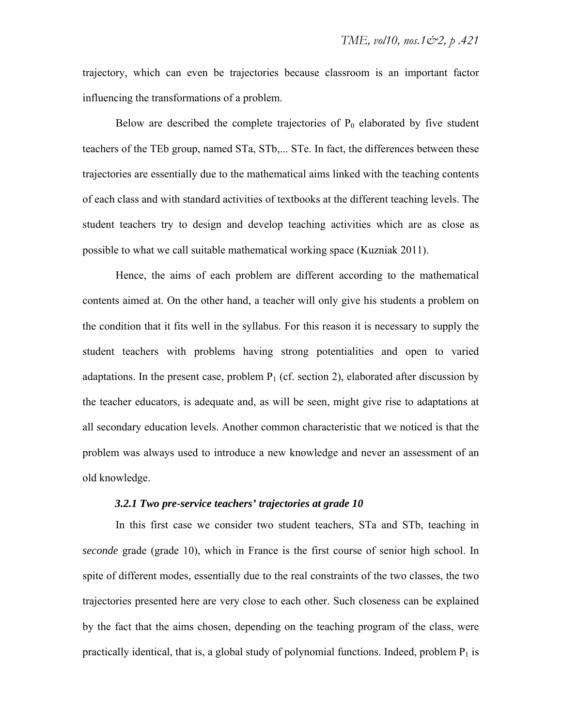trajectory, which can even be trajectories because classroom is an important factor influencing the transformations of a problem.

Below are described the complete trajectories of $P_0$ elaborated by five student teachers of the TEb group, named STa, STb,... STe. In fact, the differences between these trajectories are essentially due to the mathematical aims linked with the teaching contents of each class and with standard activities of textbooks at the different teaching levels. The student teachers try to design and develop teaching activities which are as close as possible to what we call suitable mathematical working space (Kuzniak 2011).

Hence, the aims of each problem are different according to the mathematical contents aimed at. On the other hand, a teacher will only give his students a problem on the condition that it fits well in the syllabus. For this reason it is necessary to supply the student teachers with problems having strong potentialities and open to varied adaptations. In the present case, problem $P_1$ (cf. section 2), elaborated after discussion by the teacher educators, is adequate and, as will be seen, might give rise to adaptations at all secondary education levels. Another common characteristic that we noticed is that the problem was always used to introduce a new knowledge and never an assessment of an old knowledge.

#### *3.2.1 Two pre-service teachers' trajectories at grade 10*

In this first case we consider two student teachers, STa and STb, teaching in *seconde* grade (grade 10), which in France is the first course of senior high school. In spite of different modes, essentially due to the real constraints of the two classes, the two trajectories presented here are very close to each other. Such closeness can be explained by the fact that the aims chosen, depending on the teaching program of the class, were practically identical, that is, a global study of polynomial functions. Indeed, problem $P_1$ is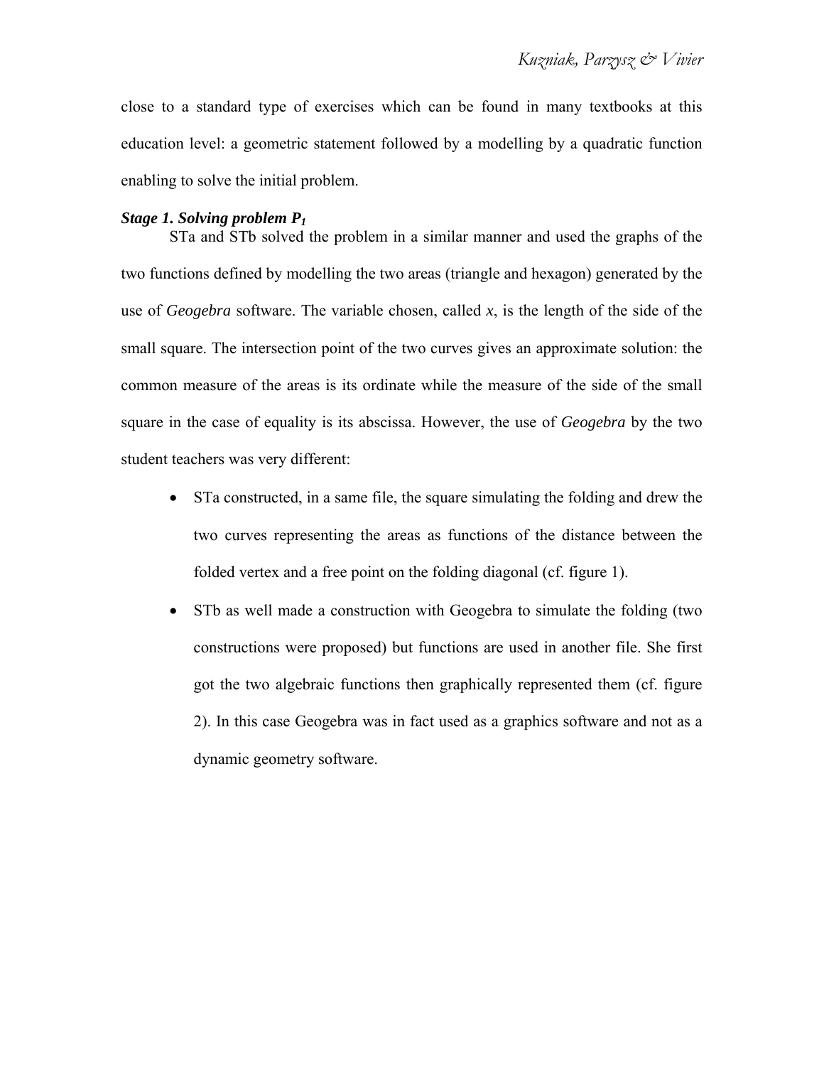close to a standard type of exercises which can be found in many textbooks at this education level: a geometric statement followed by a modelling by a quadratic function enabling to solve the initial problem.

***Stage 1. Solving problem $P_1$***

STa and STb solved the problem in a similar manner and used the graphs of the two functions defined by modelling the two areas (triangle and hexagon) generated by the use of *Geogebra* software. The variable chosen, called *x*, is the length of the side of the small square. The intersection point of the two curves gives an approximate solution: the common measure of the areas is its ordinate while the measure of the side of the small square in the case of equality is its abscissa. However, the use of *Geogebra* by the two student teachers was very different:

- STa constructed, in a same file, the square simulating the folding and drew the two curves representing the areas as functions of the distance between the folded vertex and a free point on the folding diagonal (cf. figure 1).
- STb as well made a construction with Geogebra to simulate the folding (two constructions were proposed) but functions are used in another file. She first got the two algebraic functions then graphically represented them (cf. figure 2). In this case Geogebra was in fact used as a graphics software and not as a dynamic geometry software.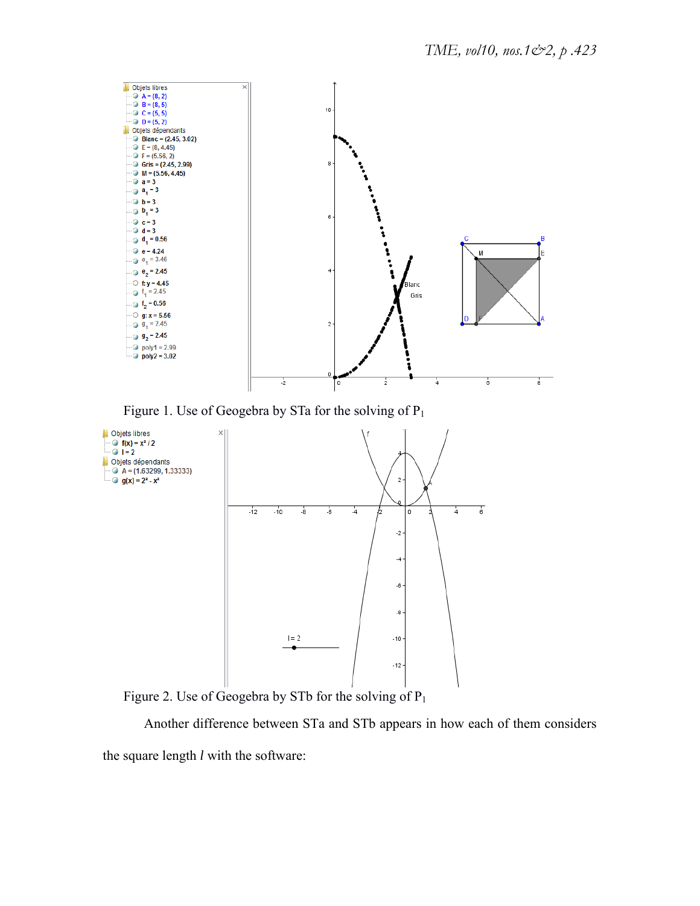Figure 1. Use of Geogebra by STa for the solving of $P_1$

Figure 2. Use of Geogebra by STb for the solving of $P_1$

Another difference between STa and STb appears in how each of them considers the square length *l* with the software: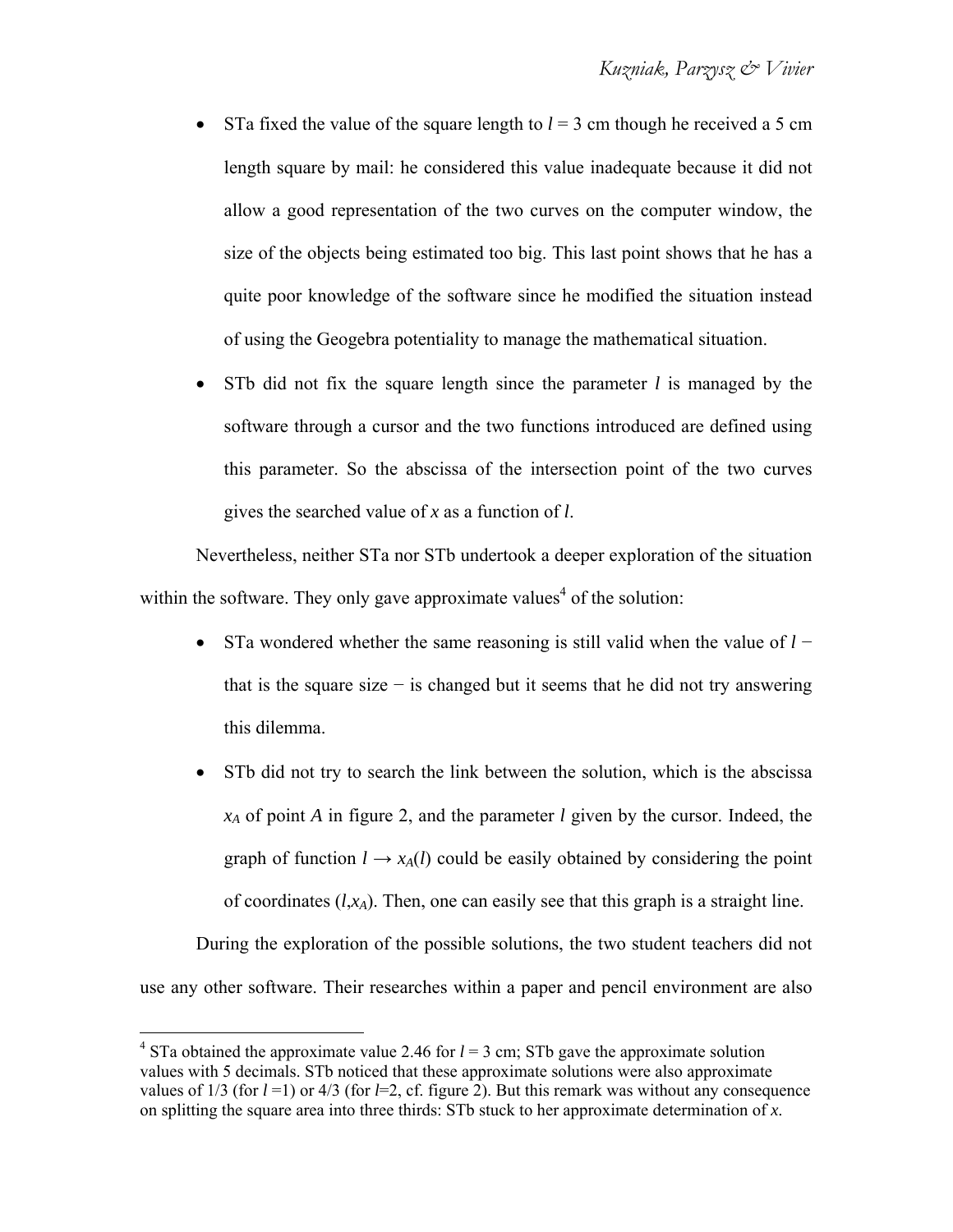- STa fixed the value of the square length to $l = 3$ cm though he received a 5 cm length square by mail: he considered this value inadequate because it did not allow a good representation of the two curves on the computer window, the size of the objects being estimated too big. This last point shows that he has a quite poor knowledge of the software since he modified the situation instead of using the Geogebra potentiality to manage the mathematical situation.
- STb did not fix the square length since the parameter $l$ is managed by the software through a cursor and the two functions introduced are defined using this parameter. So the abscissa of the intersection point of the two curves gives the searched value of $x$ as a function of $l$.

Nevertheless, neither STa nor STb undertook a deeper exploration of the situation within the software. They only gave approximate values[4] of the solution:

- STa wondered whether the same reasoning is still valid when the value of $l$ − that is the square size − is changed but it seems that he did not try answering this dilemma.
- STb did not try to search the link between the solution, which is the abscissa $x_A$ of point $A$ in figure 2, and the parameter $l$ given by the cursor. Indeed, the graph of function $l \rightarrow x_A(l)$ could be easily obtained by considering the point of coordinates $(l, x_A)$. Then, one can easily see that this graph is a straight line.

During the exploration of the possible solutions, the two student teachers did not use any other software. Their researches within a paper and pencil environment are also

[4] STa obtained the approximate value 2.46 for $l = 3$ cm; STb gave the approximate solution values with 5 decimals. STb noticed that these approximate solutions were also approximate values of 1/3 (for $l = 1$) or 4/3 (for $l = 2$, cf. figure 2). But this remark was without any consequence on splitting the square area into three thirds: STb stuck to her approximate determination of $x$.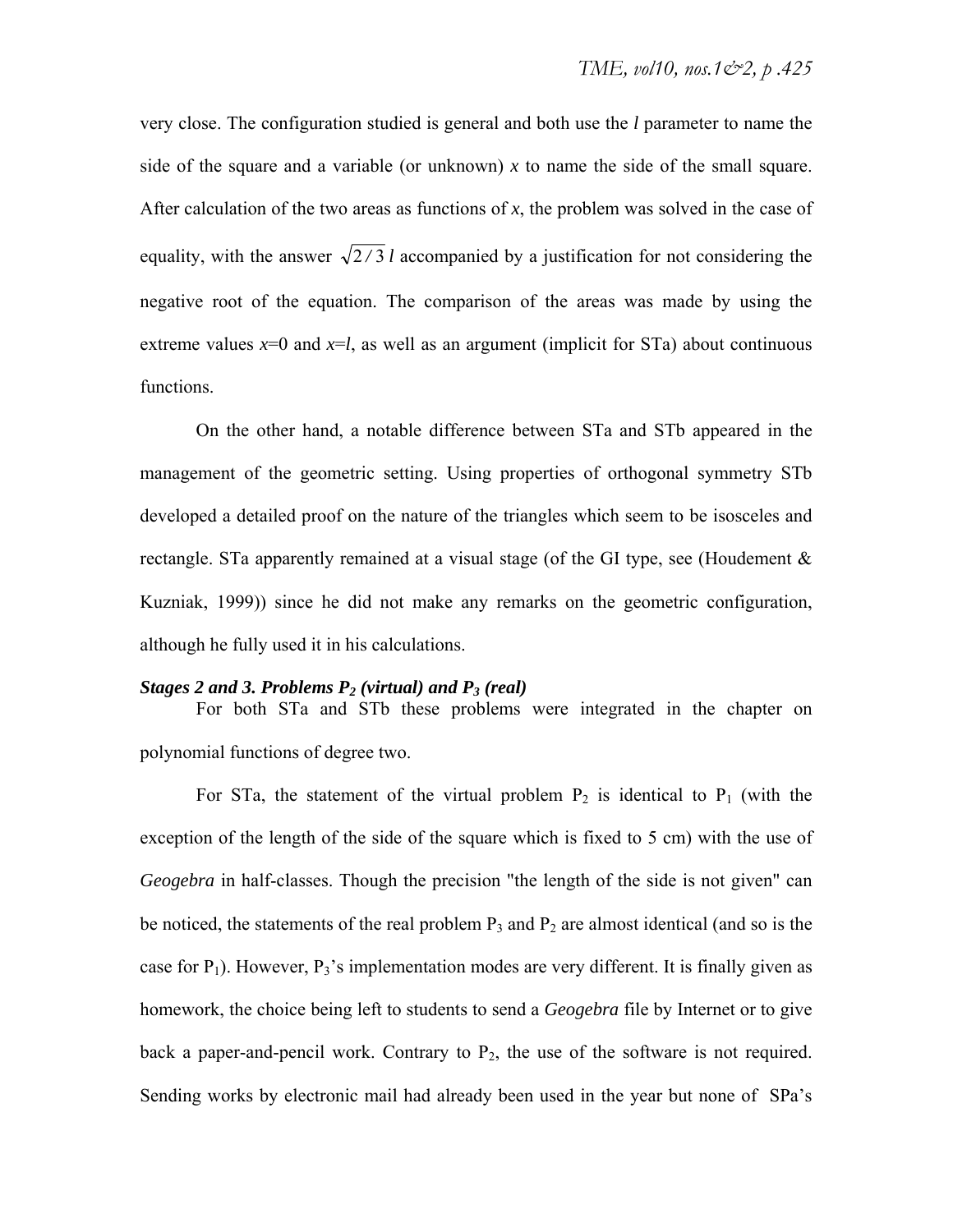very close. The configuration studied is general and both use the *l* parameter to name the side of the square and a variable (or unknown) $x$ to name the side of the small square. After calculation of the two areas as functions of $x$, the problem was solved in the case of equality, with the answer $\sqrt{2/3}\,l$ accompanied by a justification for not considering the negative root of the equation. The comparison of the areas was made by using the extreme values $x=0$ and $x=l$, as well as an argument (implicit for STa) about continuous functions.

On the other hand, a notable difference between STa and STb appeared in the management of the geometric setting. Using properties of orthogonal symmetry STb developed a detailed proof on the nature of the triangles which seem to be isosceles and rectangle. STa apparently remained at a visual stage (of the GI type, see (Houdement & Kuzniak, 1999)) since he did not make any remarks on the geometric configuration, although he fully used it in his calculations.

***Stages 2 and 3. Problems $P_2$ (virtual) and $P_3$ (real)***

For both STa and STb these problems were integrated in the chapter on polynomial functions of degree two.

For STa, the statement of the virtual problem $P_2$ is identical to $P_1$ (with the exception of the length of the side of the square which is fixed to 5 cm) with the use of *Geogebra* in half-classes. Though the precision "the length of the side is not given" can be noticed, the statements of the real problem $P_3$ and $P_2$ are almost identical (and so is the case for $P_1$). However, $P_3$'s implementation modes are very different. It is finally given as homework, the choice being left to students to send a *Geogebra* file by Internet or to give back a paper-and-pencil work. Contrary to $P_2$, the use of the software is not required. Sending works by electronic mail had already been used in the year but none of SPa's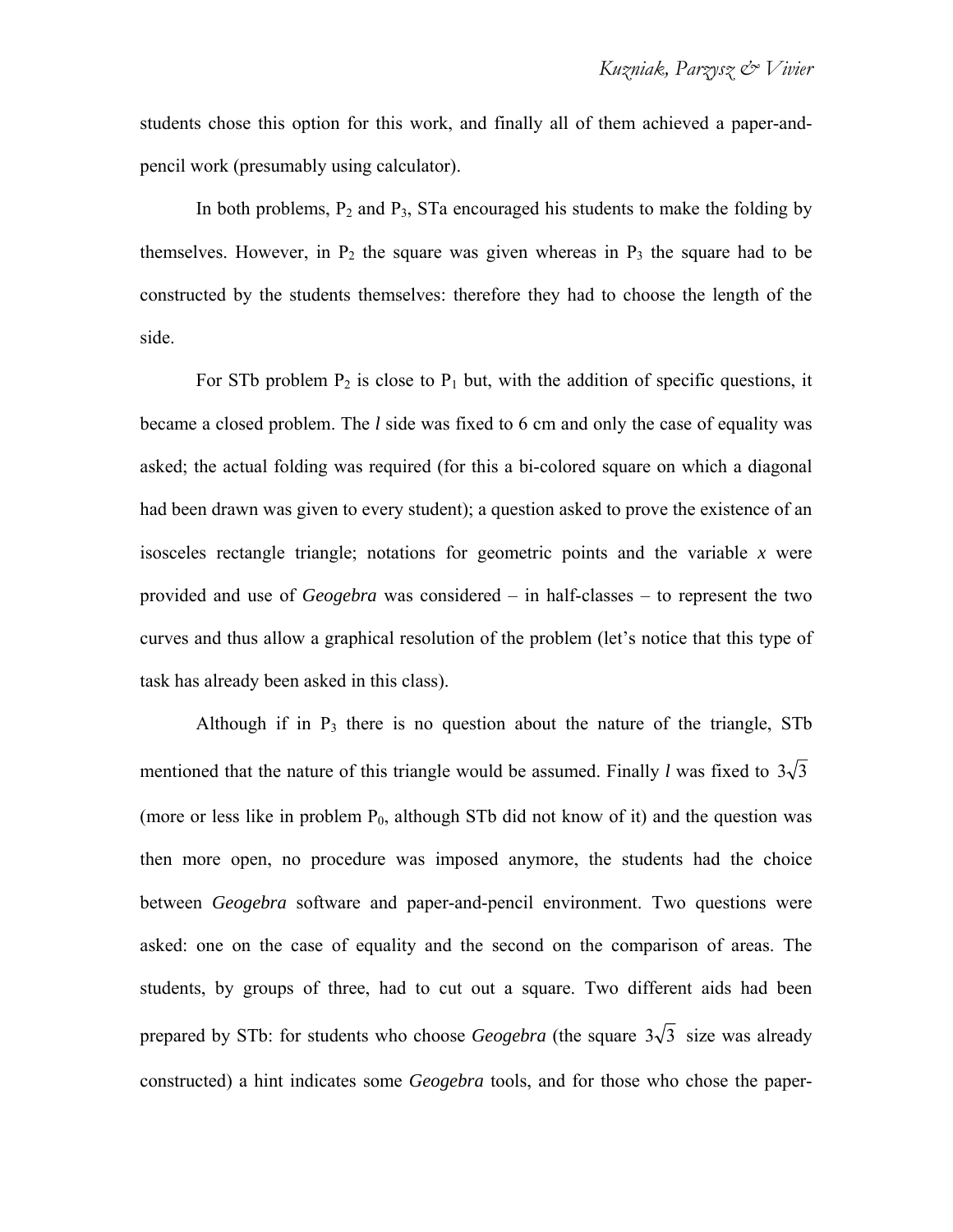students chose this option for this work, and finally all of them achieved a paper-and-pencil work (presumably using calculator).

In both problems, $P_2$ and $P_3$, STa encouraged his students to make the folding by themselves. However, in $P_2$ the square was given whereas in $P_3$ the square had to be constructed by the students themselves: therefore they had to choose the length of the side.

For STb problem $P_2$ is close to $P_1$ but, with the addition of specific questions, it became a closed problem. The *l* side was fixed to 6 cm and only the case of equality was asked; the actual folding was required (for this a bi-colored square on which a diagonal had been drawn was given to every student); a question asked to prove the existence of an isosceles rectangle triangle; notations for geometric points and the variable *x* were provided and use of *Geogebra* was considered – in half-classes – to represent the two curves and thus allow a graphical resolution of the problem (let's notice that this type of task has already been asked in this class).

Although if in $P_3$ there is no question about the nature of the triangle, STb mentioned that the nature of this triangle would be assumed. Finally *l* was fixed to $3\sqrt{3}$ (more or less like in problem $P_0$, although STb did not know of it) and the question was then more open, no procedure was imposed anymore, the students had the choice between *Geogebra* software and paper-and-pencil environment. Two questions were asked: one on the case of equality and the second on the comparison of areas. The students, by groups of three, had to cut out a square. Two different aids had been prepared by STb: for students who choose *Geogebra* (the square $3\sqrt{3}$ size was already constructed) a hint indicates some *Geogebra* tools, and for those who chose the paper-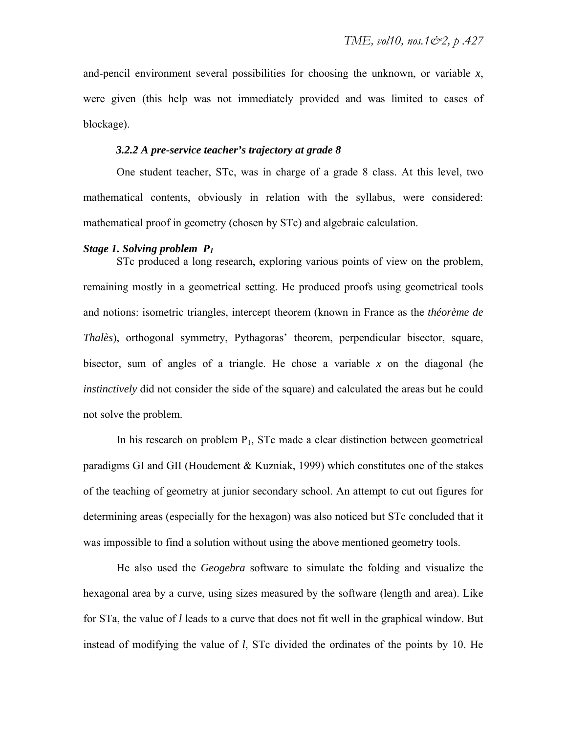and-pencil environment several possibilities for choosing the unknown, or variable $x$, were given (this help was not immediately provided and was limited to cases of blockage).

### *3.2.2 A pre-service teacher's trajectory at grade 8*

One student teacher, STc, was in charge of a grade 8 class. At this level, two mathematical contents, obviously in relation with the syllabus, were considered: mathematical proof in geometry (chosen by STc) and algebraic calculation.

***Stage 1. Solving problem $P_1$***

STc produced a long research, exploring various points of view on the problem, remaining mostly in a geometrical setting. He produced proofs using geometrical tools and notions: isometric triangles, intercept theorem (known in France as the *théorème de Thalès*), orthogonal symmetry, Pythagoras' theorem, perpendicular bisector, square, bisector, sum of angles of a triangle. He chose a variable $x$ on the diagonal (he *instinctively* did not consider the side of the square) and calculated the areas but he could not solve the problem.

In his research on problem $P_1$, STc made a clear distinction between geometrical paradigms GI and GII (Houdement & Kuzniak, 1999) which constitutes one of the stakes of the teaching of geometry at junior secondary school. An attempt to cut out figures for determining areas (especially for the hexagon) was also noticed but STc concluded that it was impossible to find a solution without using the above mentioned geometry tools.

He also used the *Geogebra* software to simulate the folding and visualize the hexagonal area by a curve, using sizes measured by the software (length and area). Like for STa, the value of $l$ leads to a curve that does not fit well in the graphical window. But instead of modifying the value of $l$, STc divided the ordinates of the points by 10. He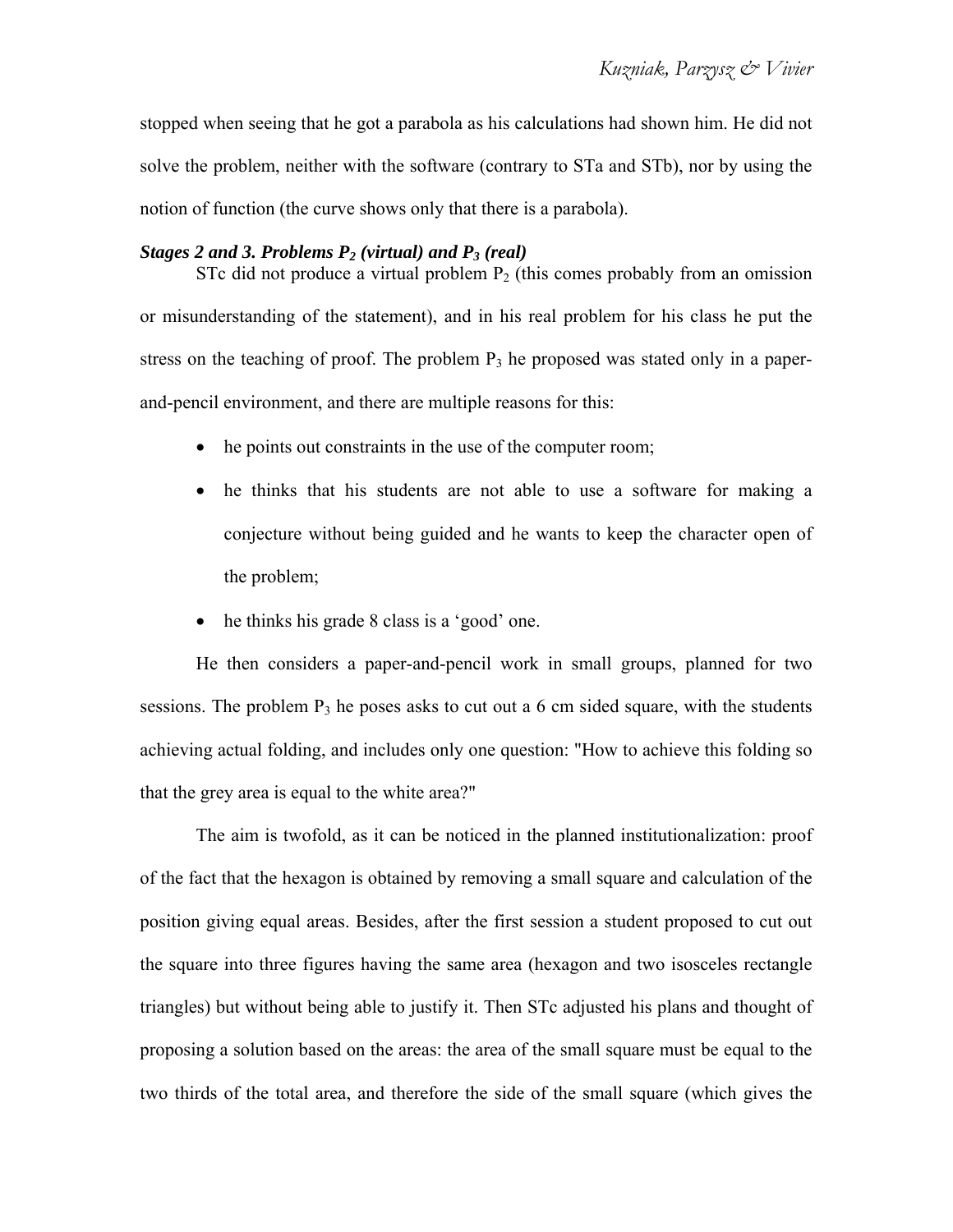stopped when seeing that he got a parabola as his calculations had shown him. He did not solve the problem, neither with the software (contrary to STa and STb), nor by using the notion of function (the curve shows only that there is a parabola).

***Stages 2 and 3. Problems $P_2$ (virtual) and $P_3$ (real)***

STc did not produce a virtual problem $P_2$ (this comes probably from an omission or misunderstanding of the statement), and in his real problem for his class he put the stress on the teaching of proof. The problem $P_3$ he proposed was stated only in a paper-and-pencil environment, and there are multiple reasons for this:

- he points out constraints in the use of the computer room;
- he thinks that his students are not able to use a software for making a conjecture without being guided and he wants to keep the character open of the problem;
- he thinks his grade 8 class is a 'good' one.

He then considers a paper-and-pencil work in small groups, planned for two sessions. The problem $P_3$ he poses asks to cut out a 6 cm sided square, with the students achieving actual folding, and includes only one question: "How to achieve this folding so that the grey area is equal to the white area?"

The aim is twofold, as it can be noticed in the planned institutionalization: proof of the fact that the hexagon is obtained by removing a small square and calculation of the position giving equal areas. Besides, after the first session a student proposed to cut out the square into three figures having the same area (hexagon and two isosceles rectangle triangles) but without being able to justify it. Then STc adjusted his plans and thought of proposing a solution based on the areas: the area of the small square must be equal to the two thirds of the total area, and therefore the side of the small square (which gives the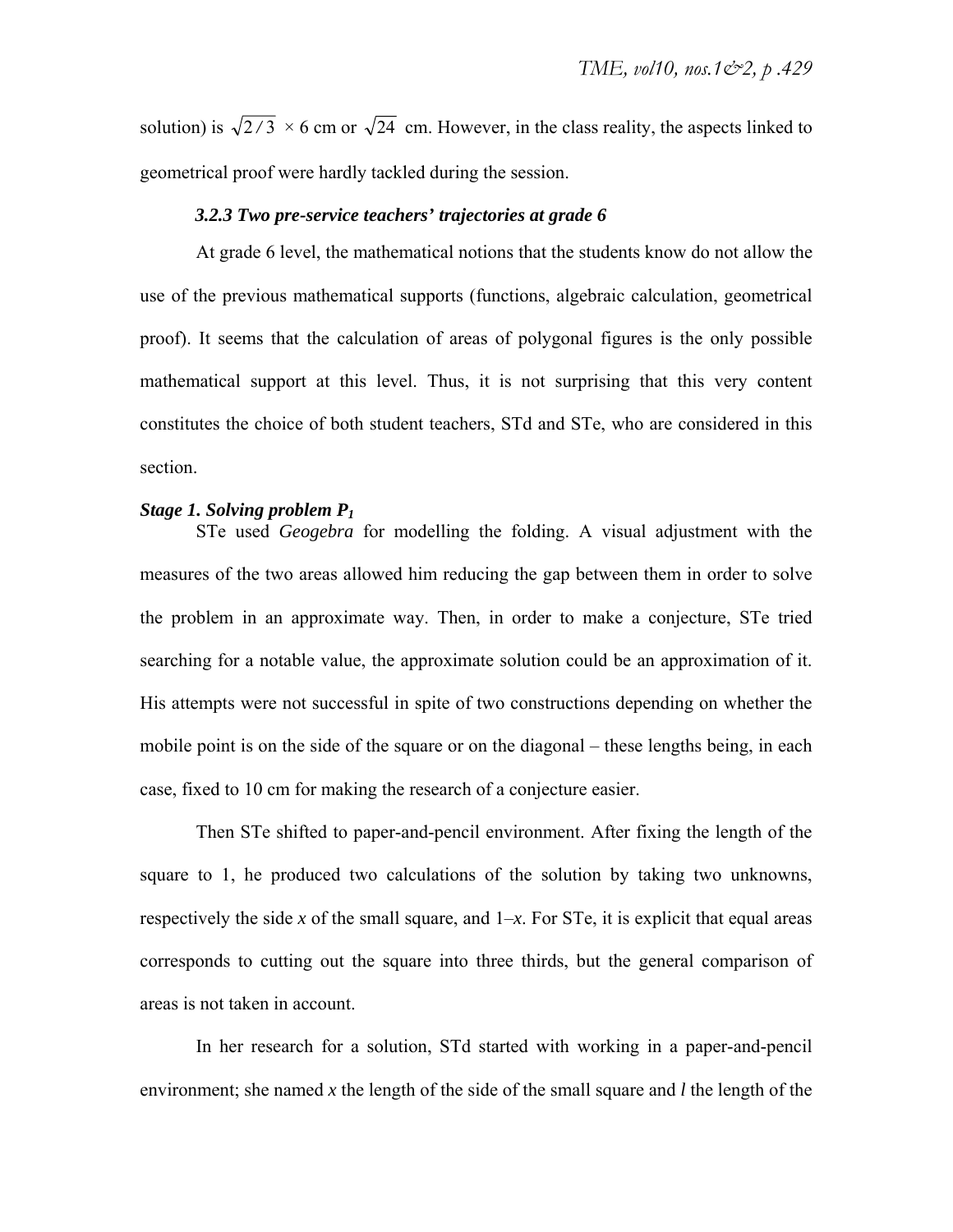solution) is $\sqrt{2/3} \times 6$ cm or $\sqrt{24}$ cm. However, in the class reality, the aspects linked to geometrical proof were hardly tackled during the session.

### *3.2.3 Two pre-service teachers' trajectories at grade 6*

At grade 6 level, the mathematical notions that the students know do not allow the use of the previous mathematical supports (functions, algebraic calculation, geometrical proof). It seems that the calculation of areas of polygonal figures is the only possible mathematical support at this level. Thus, it is not surprising that this very content constitutes the choice of both student teachers, STd and STe, who are considered in this section.

***Stage 1. Solving problem $P_1$***

STe used *Geogebra* for modelling the folding. A visual adjustment with the measures of the two areas allowed him reducing the gap between them in order to solve the problem in an approximate way. Then, in order to make a conjecture, STe tried searching for a notable value, the approximate solution could be an approximation of it. His attempts were not successful in spite of two constructions depending on whether the mobile point is on the side of the square or on the diagonal – these lengths being, in each case, fixed to 10 cm for making the research of a conjecture easier.

Then STe shifted to paper-and-pencil environment. After fixing the length of the square to 1, he produced two calculations of the solution by taking two unknowns, respectively the side $x$ of the small square, and $1–x$. For STe, it is explicit that equal areas corresponds to cutting out the square into three thirds, but the general comparison of areas is not taken in account.

In her research for a solution, STd started with working in a paper-and-pencil environment; she named $x$ the length of the side of the small square and $l$ the length of the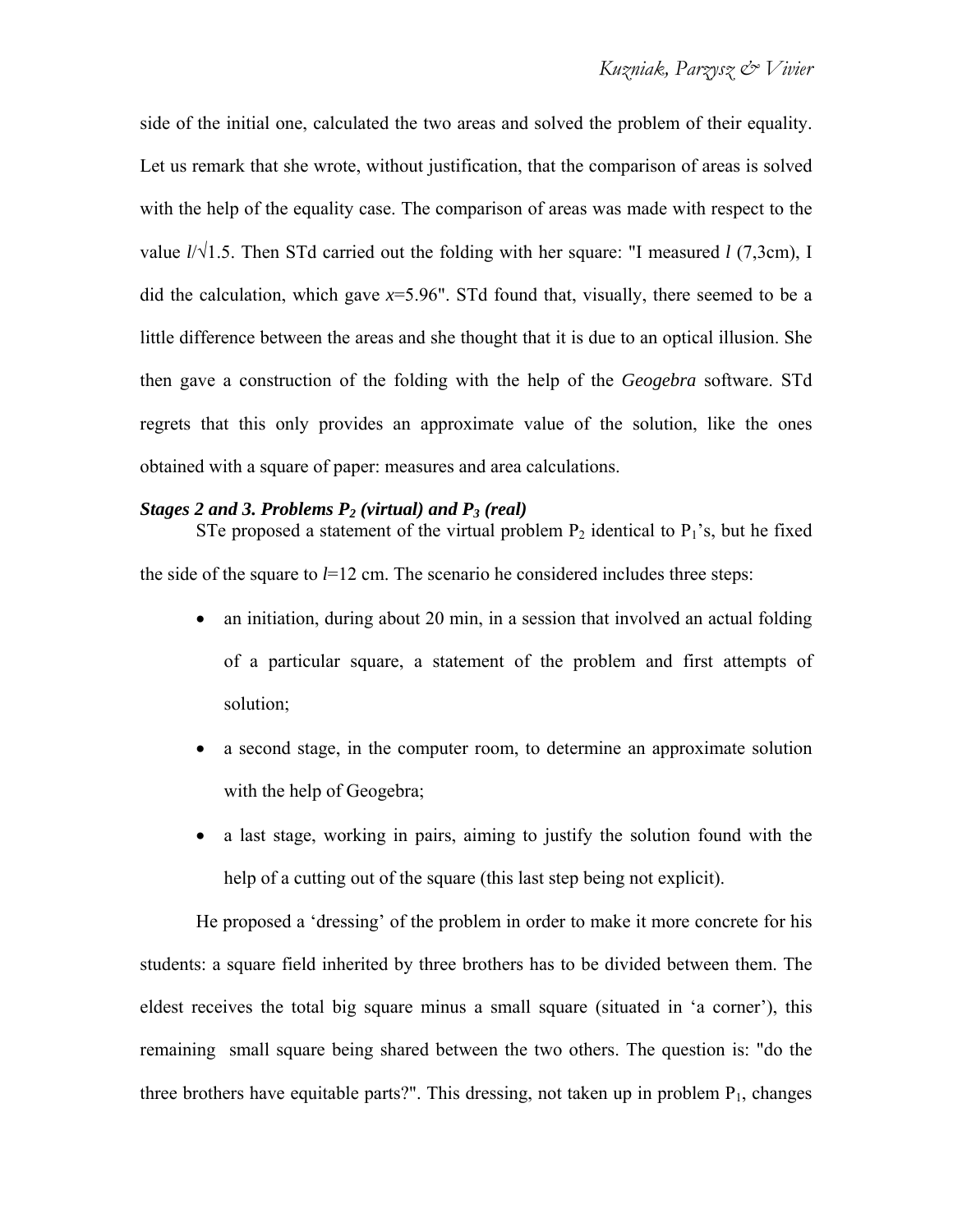side of the initial one, calculated the two areas and solved the problem of their equality. Let us remark that she wrote, without justification, that the comparison of areas is solved with the help of the equality case. The comparison of areas was made with respect to the value $l/\sqrt{1.5}$. Then STd carried out the folding with her square: "I measured $l$ (7,3cm), I did the calculation, which gave $x$=5.96". STd found that, visually, there seemed to be a little difference between the areas and she thought that it is due to an optical illusion. She then gave a construction of the folding with the help of the *Geogebra* software. STd regrets that this only provides an approximate value of the solution, like the ones obtained with a square of paper: measures and area calculations.

***Stages 2 and 3. Problems $P_2$ (virtual) and $P_3$ (real)***

STe proposed a statement of the virtual problem $P_2$ identical to $P_1$'s, but he fixed the side of the square to $l$=12 cm. The scenario he considered includes three steps:

- an initiation, during about 20 min, in a session that involved an actual folding of a particular square, a statement of the problem and first attempts of solution;
- a second stage, in the computer room, to determine an approximate solution with the help of Geogebra;
- a last stage, working in pairs, aiming to justify the solution found with the help of a cutting out of the square (this last step being not explicit).

He proposed a 'dressing' of the problem in order to make it more concrete for his students: a square field inherited by three brothers has to be divided between them. The eldest receives the total big square minus a small square (situated in 'a corner'), this remaining small square being shared between the two others. The question is: "do the three brothers have equitable parts?". This dressing, not taken up in problem $P_1$, changes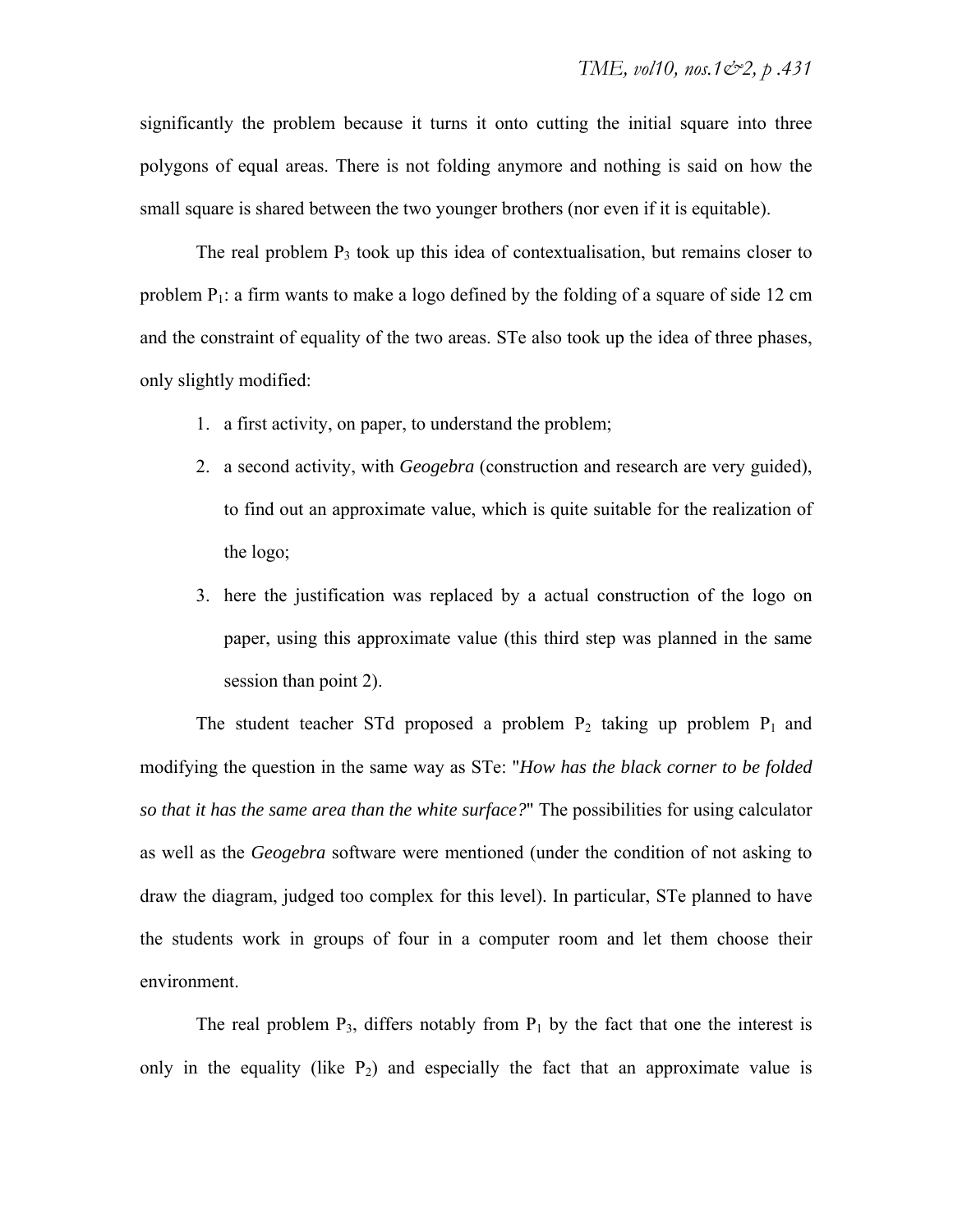significantly the problem because it turns it onto cutting the initial square into three polygons of equal areas. There is not folding anymore and nothing is said on how the small square is shared between the two younger brothers (nor even if it is equitable).

The real problem $P_3$ took up this idea of contextualisation, but remains closer to problem $P_1$: a firm wants to make a logo defined by the folding of a square of side 12 cm and the constraint of equality of the two areas. STe also took up the idea of three phases, only slightly modified:

1. a first activity, on paper, to understand the problem;
2. a second activity, with *Geogebra* (construction and research are very guided), to find out an approximate value, which is quite suitable for the realization of the logo;
3. here the justification was replaced by a actual construction of the logo on paper, using this approximate value (this third step was planned in the same session than point 2).

The student teacher STd proposed a problem $P_2$ taking up problem $P_1$ and modifying the question in the same way as STe: "*How has the black corner to be folded so that it has the same area than the white surface?*" The possibilities for using calculator as well as the *Geogebra* software were mentioned (under the condition of not asking to draw the diagram, judged too complex for this level). In particular, STe planned to have the students work in groups of four in a computer room and let them choose their environment.

The real problem $P_3$, differs notably from $P_1$ by the fact that one the interest is only in the equality (like $P_2$) and especially the fact that an approximate value is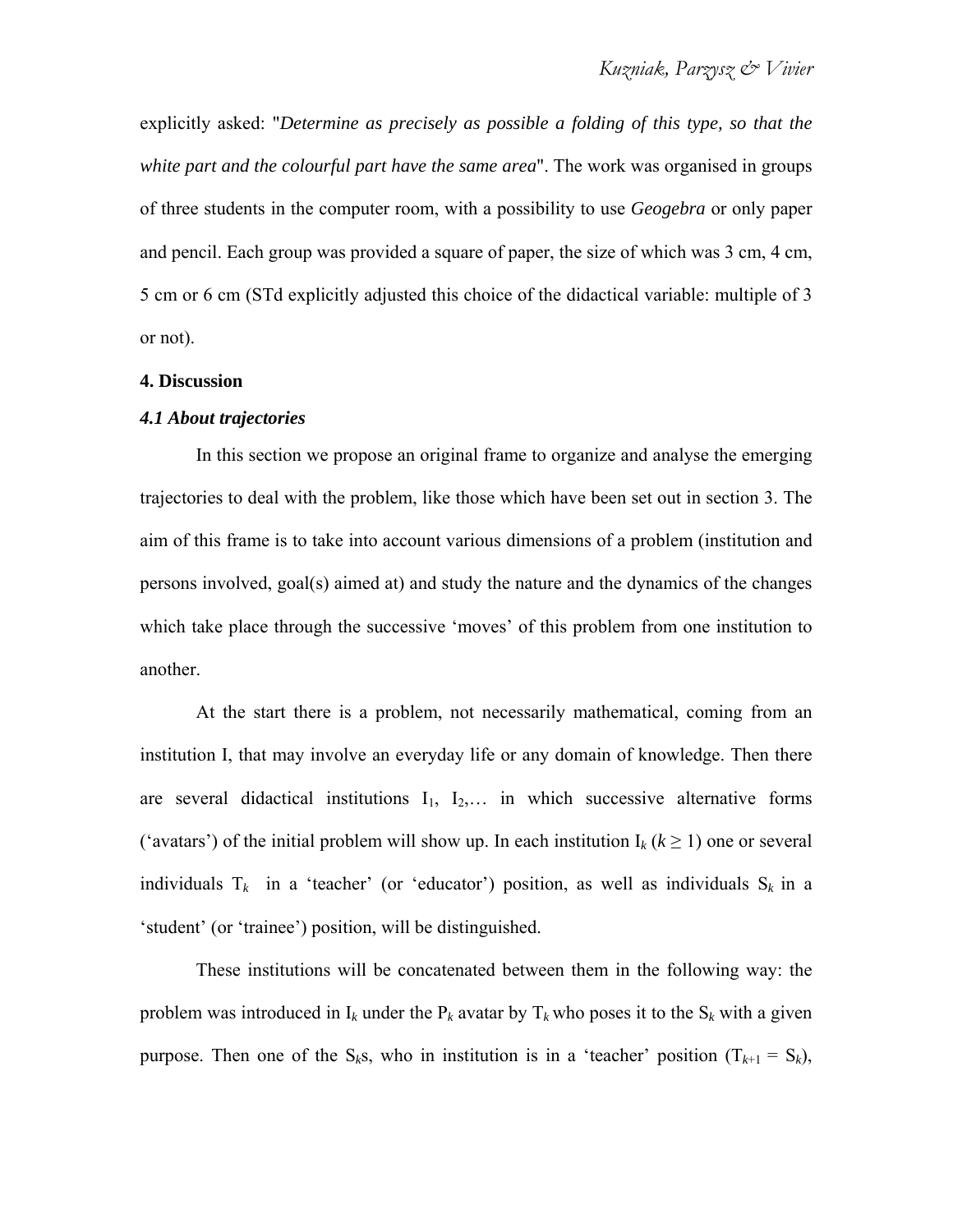explicitly asked: "*Determine as precisely as possible a folding of this type, so that the white part and the colourful part have the same area*". The work was organised in groups of three students in the computer room, with a possibility to use *Geogebra* or only paper and pencil. Each group was provided a square of paper, the size of which was 3 cm, 4 cm, 5 cm or 6 cm (STd explicitly adjusted this choice of the didactical variable: multiple of 3 or not).

## 4. Discussion

### *4.1 About trajectories*

In this section we propose an original frame to organize and analyse the emerging trajectories to deal with the problem, like those which have been set out in section 3. The aim of this frame is to take into account various dimensions of a problem (institution and persons involved, goal(s) aimed at) and study the nature and the dynamics of the changes which take place through the successive 'moves' of this problem from one institution to another.

At the start there is a problem, not necessarily mathematical, coming from an institution I, that may involve an everyday life or any domain of knowledge. Then there are several didactical institutions $I_1$, $I_2$,… in which successive alternative forms ('avatars') of the initial problem will show up. In each institution $I_k$ ($k \geq 1$) one or several individuals $T_k$ in a 'teacher' (or 'educator') position, as well as individuals $S_k$ in a 'student' (or 'trainee') position, will be distinguished.

These institutions will be concatenated between them in the following way: the problem was introduced in $I_k$ under the $P_k$ avatar by $T_k$ who poses it to the $S_k$ with a given purpose. Then one of the $S_k$s, who in institution is in a 'teacher' position ($T_{k+1} = S_k$),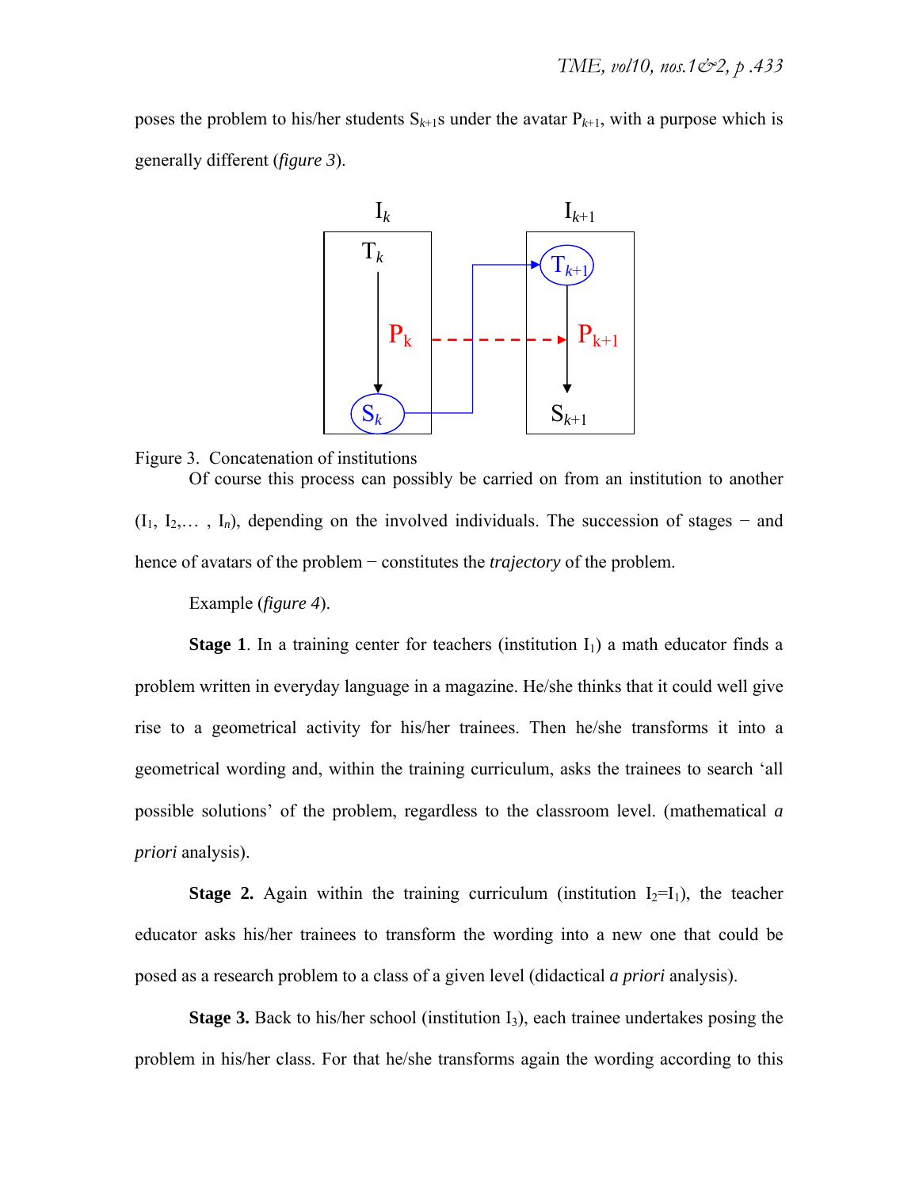poses the problem to his/her students $S_{k+1}$s under the avatar $P_{k+1}$, with a purpose which is generally different (*figure 3*).

Figure 3. Concatenation of institutions

Of course this process can possibly be carried on from an institution to another ($I_1$, $I_2$,… , $I_n$), depending on the involved individuals. The succession of stages − and hence of avatars of the problem − constitutes the *trajectory* of the problem.

Example (*figure 4*).

**Stage 1**. In a training center for teachers (institution $I_1$) a math educator finds a problem written in everyday language in a magazine. He/she thinks that it could well give rise to a geometrical activity for his/her trainees. Then he/she transforms it into a geometrical wording and, within the training curriculum, asks the trainees to search 'all possible solutions' of the problem, regardless to the classroom level. (mathematical *a priori* analysis).

**Stage 2.** Again within the training curriculum (institution $I_2$=$I_1$), the teacher educator asks his/her trainees to transform the wording into a new one that could be posed as a research problem to a class of a given level (didactical *a priori* analysis).

**Stage 3.** Back to his/her school (institution $I_3$), each trainee undertakes posing the problem in his/her class. For that he/she transforms again the wording according to this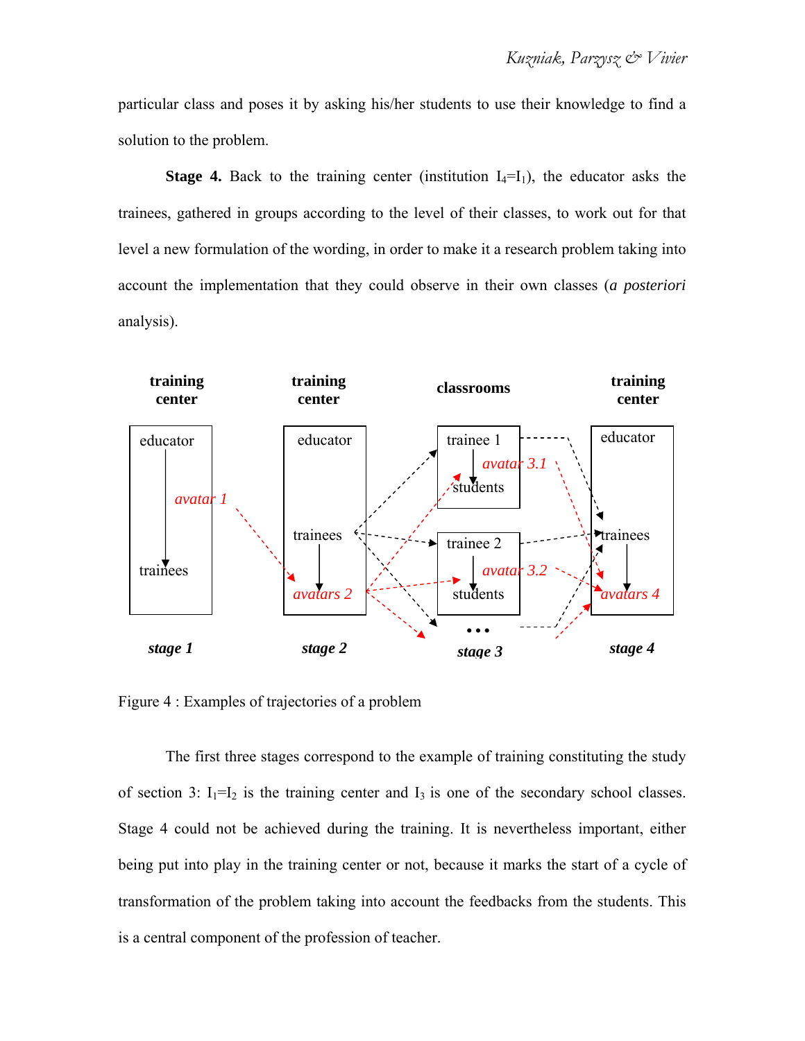particular class and poses it by asking his/her students to use their knowledge to find a solution to the problem.

**Stage 4.** Back to the training center (institution $I_4=I_1$), the educator asks the trainees, gathered in groups according to the level of their classes, to work out for that level a new formulation of the wording, in order to make it a research problem taking into account the implementation that they could observe in their own classes (*a posteriori* analysis).

Figure 4 : Examples of trajectories of a problem

The first three stages correspond to the example of training constituting the study of section 3: $I_1=I_2$ is the training center and $I_3$ is one of the secondary school classes. Stage 4 could not be achieved during the training. It is nevertheless important, either being put into play in the training center or not, because it marks the start of a cycle of transformation of the problem taking into account the feedbacks from the students. This is a central component of the profession of teacher.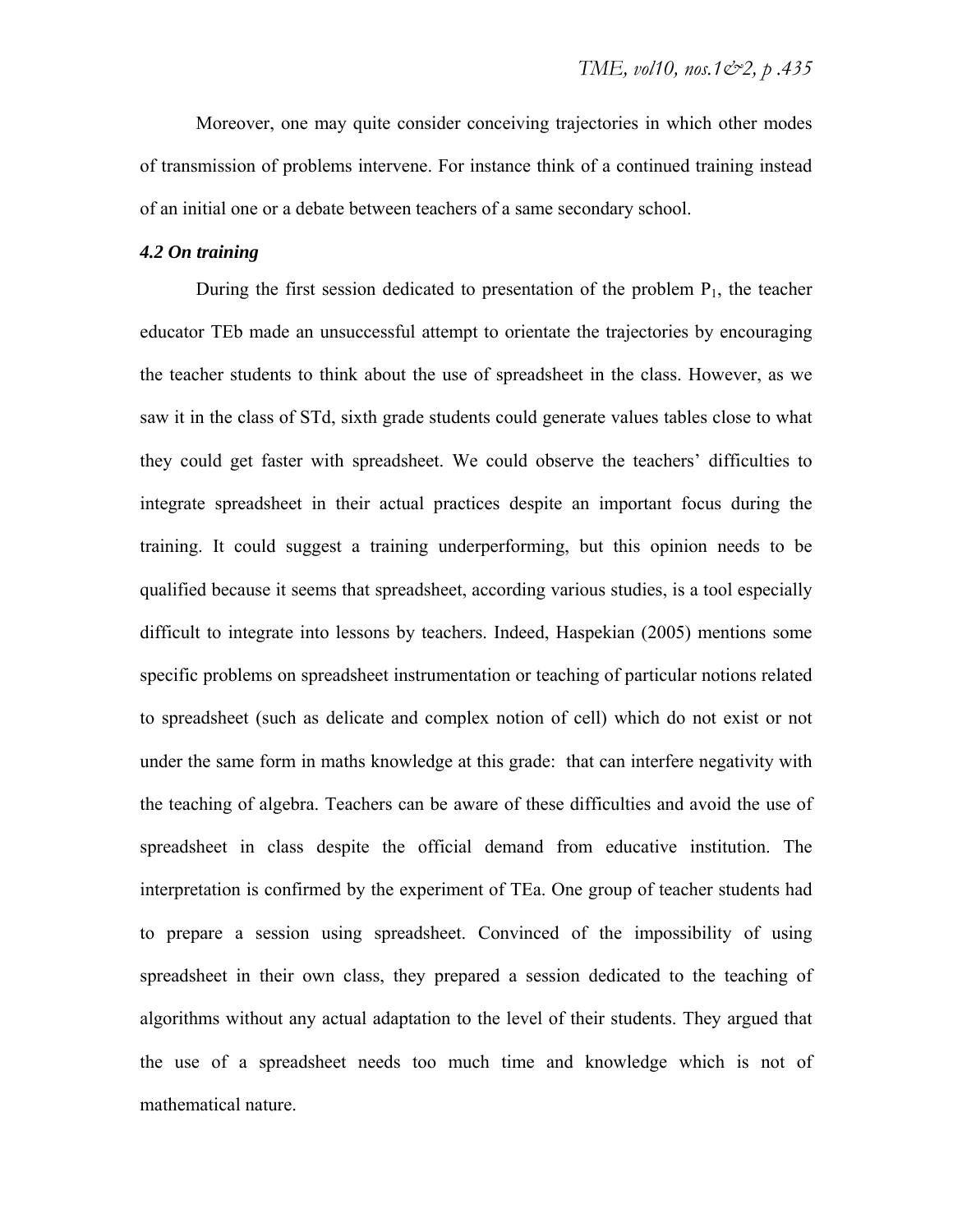Moreover, one may quite consider conceiving trajectories in which other modes of transmission of problems intervene. For instance think of a continued training instead of an initial one or a debate between teachers of a same secondary school.

### *4.2 On training*

During the first session dedicated to presentation of the problem $P_1$, the teacher educator TEb made an unsuccessful attempt to orientate the trajectories by encouraging the teacher students to think about the use of spreadsheet in the class. However, as we saw it in the class of STd, sixth grade students could generate values tables close to what they could get faster with spreadsheet. We could observe the teachers' difficulties to integrate spreadsheet in their actual practices despite an important focus during the training. It could suggest a training underperforming, but this opinion needs to be qualified because it seems that spreadsheet, according various studies, is a tool especially difficult to integrate into lessons by teachers. Indeed, Haspekian (2005) mentions some specific problems on spreadsheet instrumentation or teaching of particular notions related to spreadsheet (such as delicate and complex notion of cell) which do not exist or not under the same form in maths knowledge at this grade: that can interfere negativity with the teaching of algebra. Teachers can be aware of these difficulties and avoid the use of spreadsheet in class despite the official demand from educative institution. The interpretation is confirmed by the experiment of TEa. One group of teacher students had to prepare a session using spreadsheet. Convinced of the impossibility of using spreadsheet in their own class, they prepared a session dedicated to the teaching of algorithms without any actual adaptation to the level of their students. They argued that the use of a spreadsheet needs too much time and knowledge which is not of mathematical nature.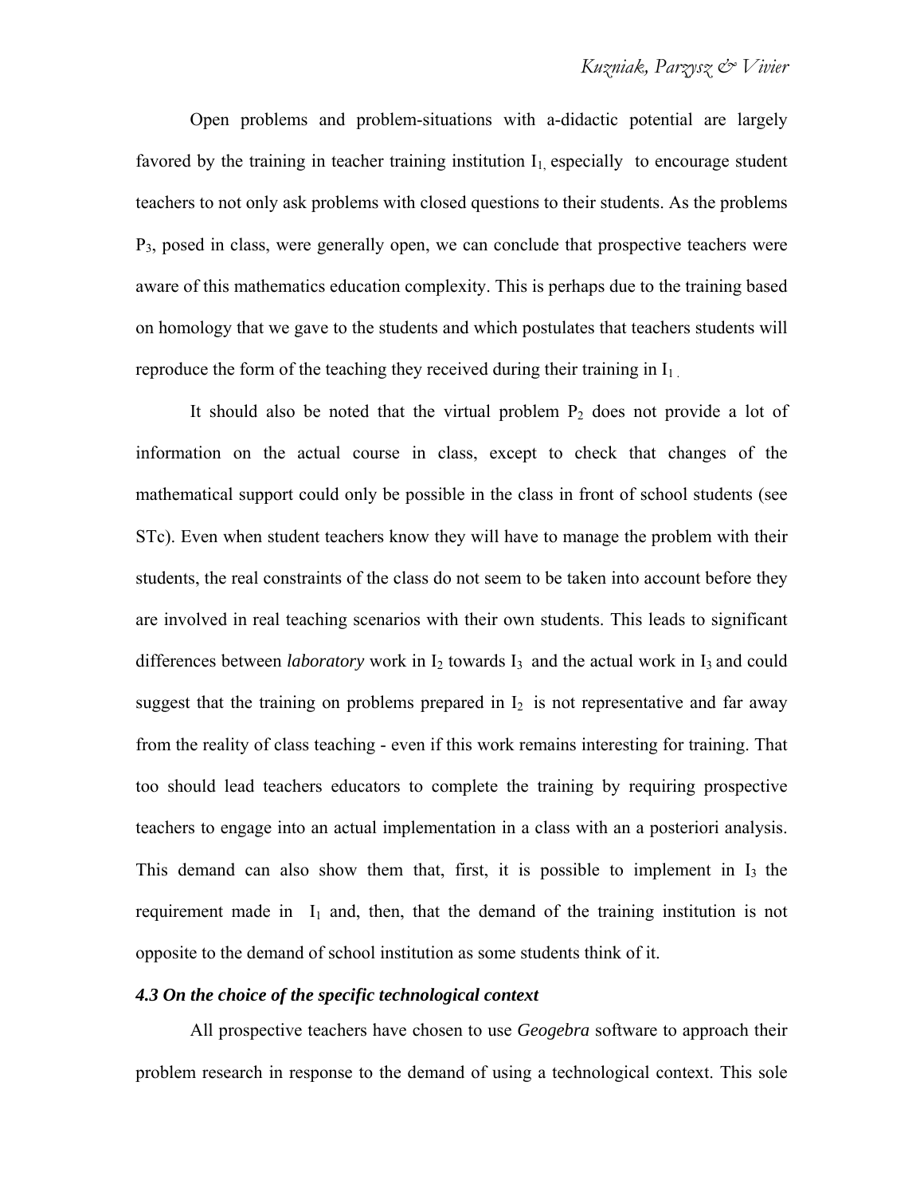Open problems and problem-situations with a-didactic potential are largely favored by the training in teacher training institution $I_1$, especially to encourage student teachers to not only ask problems with closed questions to their students. As the problems $P_3$, posed in class, were generally open, we can conclude that prospective teachers were aware of this mathematics education complexity. This is perhaps due to the training based on homology that we gave to the students and which postulates that teachers students will reproduce the form of the teaching they received during their training in $I_1$.

It should also be noted that the virtual problem $P_2$ does not provide a lot of information on the actual course in class, except to check that changes of the mathematical support could only be possible in the class in front of school students (see STc). Even when student teachers know they will have to manage the problem with their students, the real constraints of the class do not seem to be taken into account before they are involved in real teaching scenarios with their own students. This leads to significant differences between *laboratory* work in $I_2$ towards $I_3$ and the actual work in $I_3$ and could suggest that the training on problems prepared in $I_2$ is not representative and far away from the reality of class teaching - even if this work remains interesting for training. That too should lead teachers educators to complete the training by requiring prospective teachers to engage into an actual implementation in a class with an a posteriori analysis. This demand can also show them that, first, it is possible to implement in $I_3$ the requirement made in $I_1$ and, then, that the demand of the training institution is not opposite to the demand of school institution as some students think of it.

### 4.3 On the choice of the specific technological context

All prospective teachers have chosen to use *Geogebra* software to approach their problem research in response to the demand of using a technological context. This sole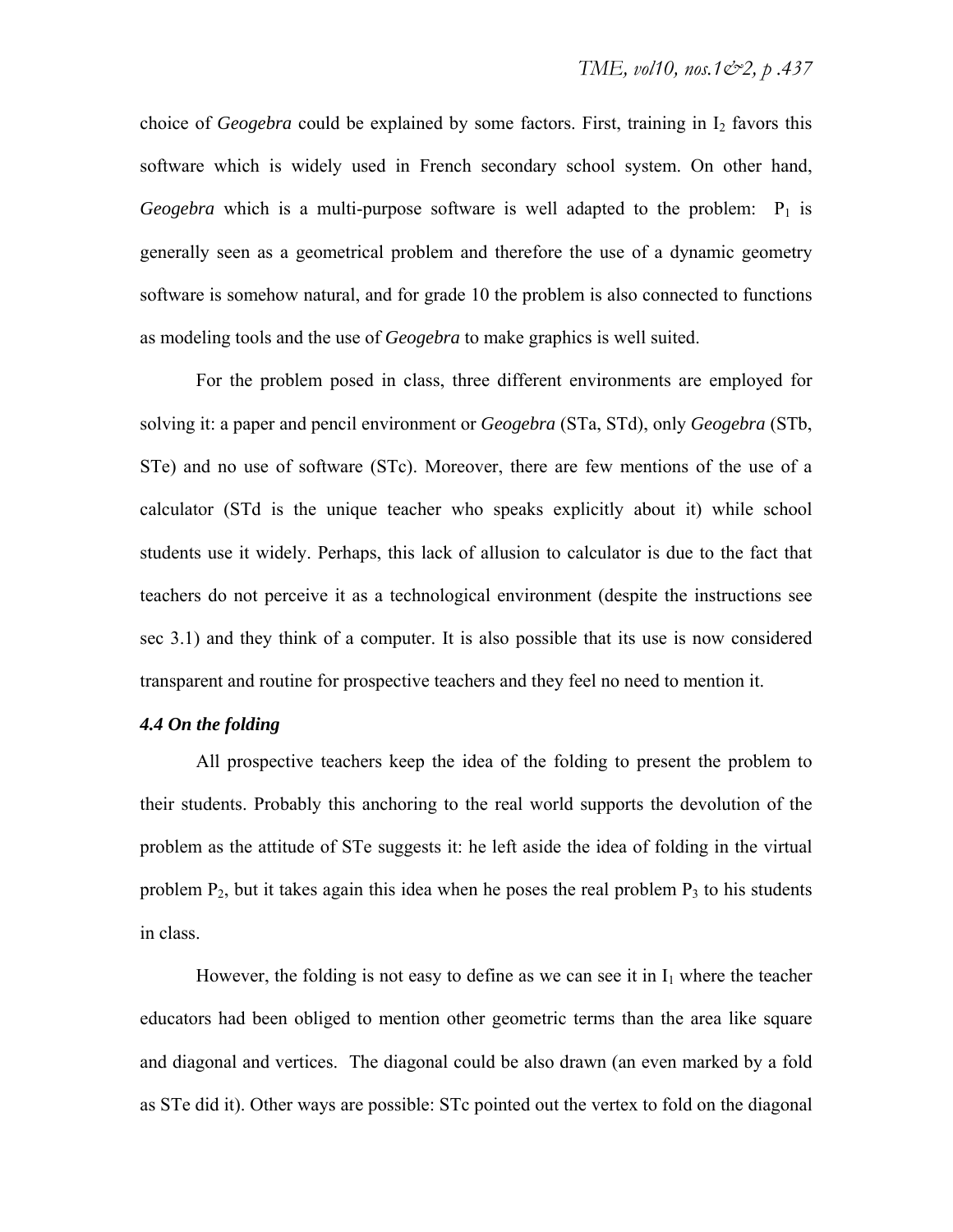choice of *Geogebra* could be explained by some factors. First, training in $I_2$ favors this software which is widely used in French secondary school system. On other hand, *Geogebra* which is a multi-purpose software is well adapted to the problem: $P_1$ is generally seen as a geometrical problem and therefore the use of a dynamic geometry software is somehow natural, and for grade 10 the problem is also connected to functions as modeling tools and the use of *Geogebra* to make graphics is well suited.

For the problem posed in class, three different environments are employed for solving it: a paper and pencil environment or *Geogebra* (STa, STd), only *Geogebra* (STb, STe) and no use of software (STc). Moreover, there are few mentions of the use of a calculator (STd is the unique teacher who speaks explicitly about it) while school students use it widely. Perhaps, this lack of allusion to calculator is due to the fact that teachers do not perceive it as a technological environment (despite the instructions see sec 3.1) and they think of a computer. It is also possible that its use is now considered transparent and routine for prospective teachers and they feel no need to mention it.

### *4.4 On the folding*

All prospective teachers keep the idea of the folding to present the problem to their students. Probably this anchoring to the real world supports the devolution of the problem as the attitude of STe suggests it: he left aside the idea of folding in the virtual problem $P_2$, but it takes again this idea when he poses the real problem $P_3$ to his students in class.

However, the folding is not easy to define as we can see it in $I_1$ where the teacher educators had been obliged to mention other geometric terms than the area like square and diagonal and vertices. The diagonal could be also drawn (an even marked by a fold as STe did it). Other ways are possible: STc pointed out the vertex to fold on the diagonal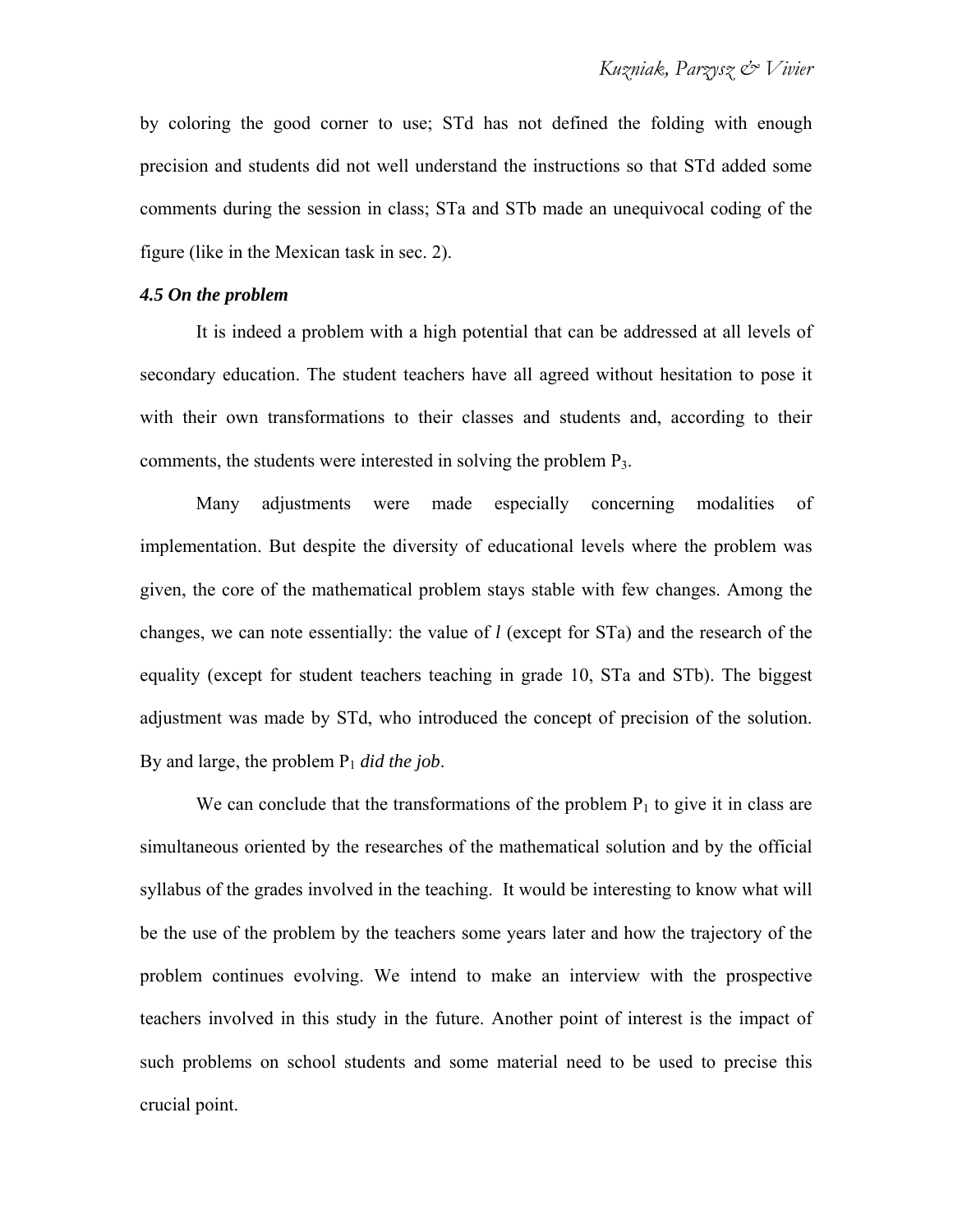by coloring the good corner to use; STd has not defined the folding with enough precision and students did not well understand the instructions so that STd added some comments during the session in class; STa and STb made an unequivocal coding of the figure (like in the Mexican task in sec. 2).

### *4.5 On the problem*

It is indeed a problem with a high potential that can be addressed at all levels of secondary education. The student teachers have all agreed without hesitation to pose it with their own transformations to their classes and students and, according to their comments, the students were interested in solving the problem $P_3$.

Many adjustments were made especially concerning modalities of implementation. But despite the diversity of educational levels where the problem was given, the core of the mathematical problem stays stable with few changes. Among the changes, we can note essentially: the value of $l$ (except for STa) and the research of the equality (except for student teachers teaching in grade 10, STa and STb). The biggest adjustment was made by STd, who introduced the concept of precision of the solution. By and large, the problem $P_1$ *did the job*.

We can conclude that the transformations of the problem $P_1$ to give it in class are simultaneous oriented by the researches of the mathematical solution and by the official syllabus of the grades involved in the teaching. It would be interesting to know what will be the use of the problem by the teachers some years later and how the trajectory of the problem continues evolving. We intend to make an interview with the prospective teachers involved in this study in the future. Another point of interest is the impact of such problems on school students and some material need to be used to precise this crucial point.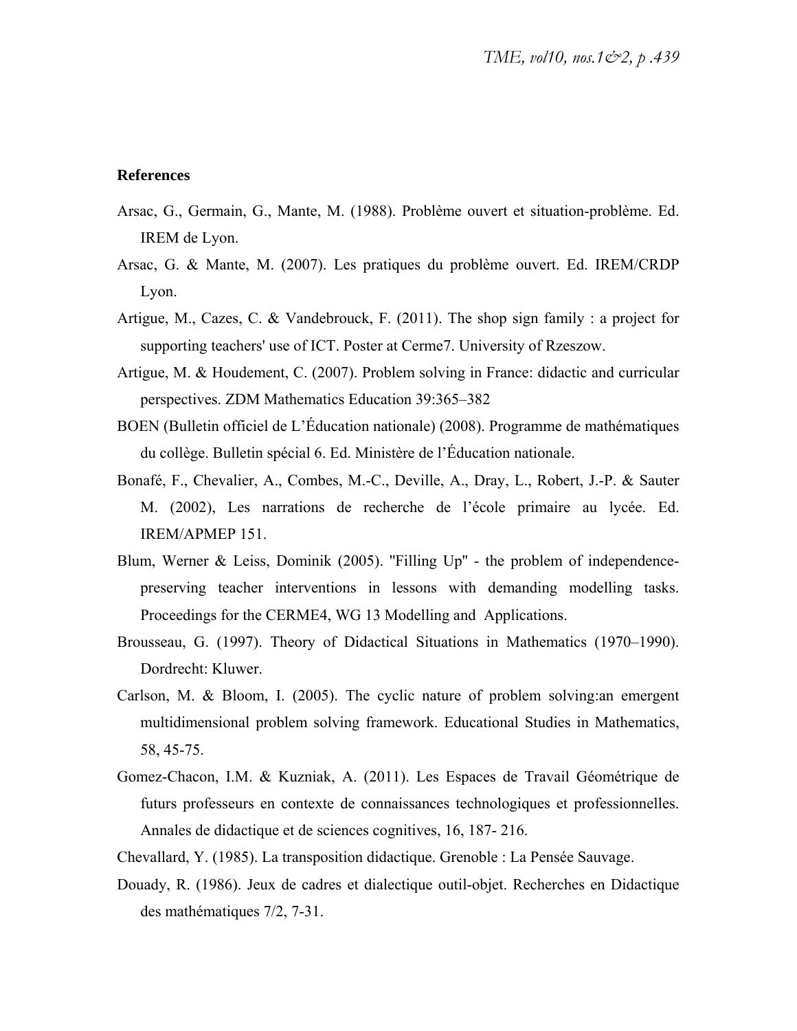**References**

Arsac, G., Germain, G., Mante, M. (1988). Problème ouvert et situation-problème. Ed. IREM de Lyon.

Arsac, G. & Mante, M. (2007). Les pratiques du problème ouvert. Ed. IREM/CRDP Lyon.

Artigue, M., Cazes, C. & Vandebrouck, F. (2011). The shop sign family : a project for supporting teachers' use of ICT. Poster at Cerme7. University of Rzeszow.

Artigue, M. & Houdement, C. (2007). Problem solving in France: didactic and curricular perspectives. ZDM Mathematics Education 39:365–382

BOEN (Bulletin officiel de L'Éducation nationale) (2008). Programme de mathématiques du collège. Bulletin spécial 6. Ed. Ministère de l'Éducation nationale.

Bonafé, F., Chevalier, A., Combes, M.-C., Deville, A., Dray, L., Robert, J.-P. & Sauter M. (2002), Les narrations de recherche de l'école primaire au lycée. Ed. IREM/APMEP 151.

Blum, Werner & Leiss, Dominik (2005). "Filling Up" - the problem of independence-preserving teacher interventions in lessons with demanding modelling tasks. Proceedings for the CERME4, WG 13 Modelling and Applications.

Brousseau, G. (1997). Theory of Didactical Situations in Mathematics (1970–1990). Dordrecht: Kluwer.

Carlson, M. & Bloom, I. (2005). The cyclic nature of problem solving:an emergent multidimensional problem solving framework. Educational Studies in Mathematics, 58, 45-75.

Gomez-Chacon, I.M. & Kuzniak, A. (2011). Les Espaces de Travail Géométrique de futurs professeurs en contexte de connaissances technologiques et professionnelles. Annales de didactique et de sciences cognitives, 16, 187- 216.

Chevallard, Y. (1985). La transposition didactique. Grenoble : La Pensée Sauvage.

Douady, R. (1986). Jeux de cadres et dialectique outil-objet. Recherches en Didactique des mathématiques 7/2, 7-31.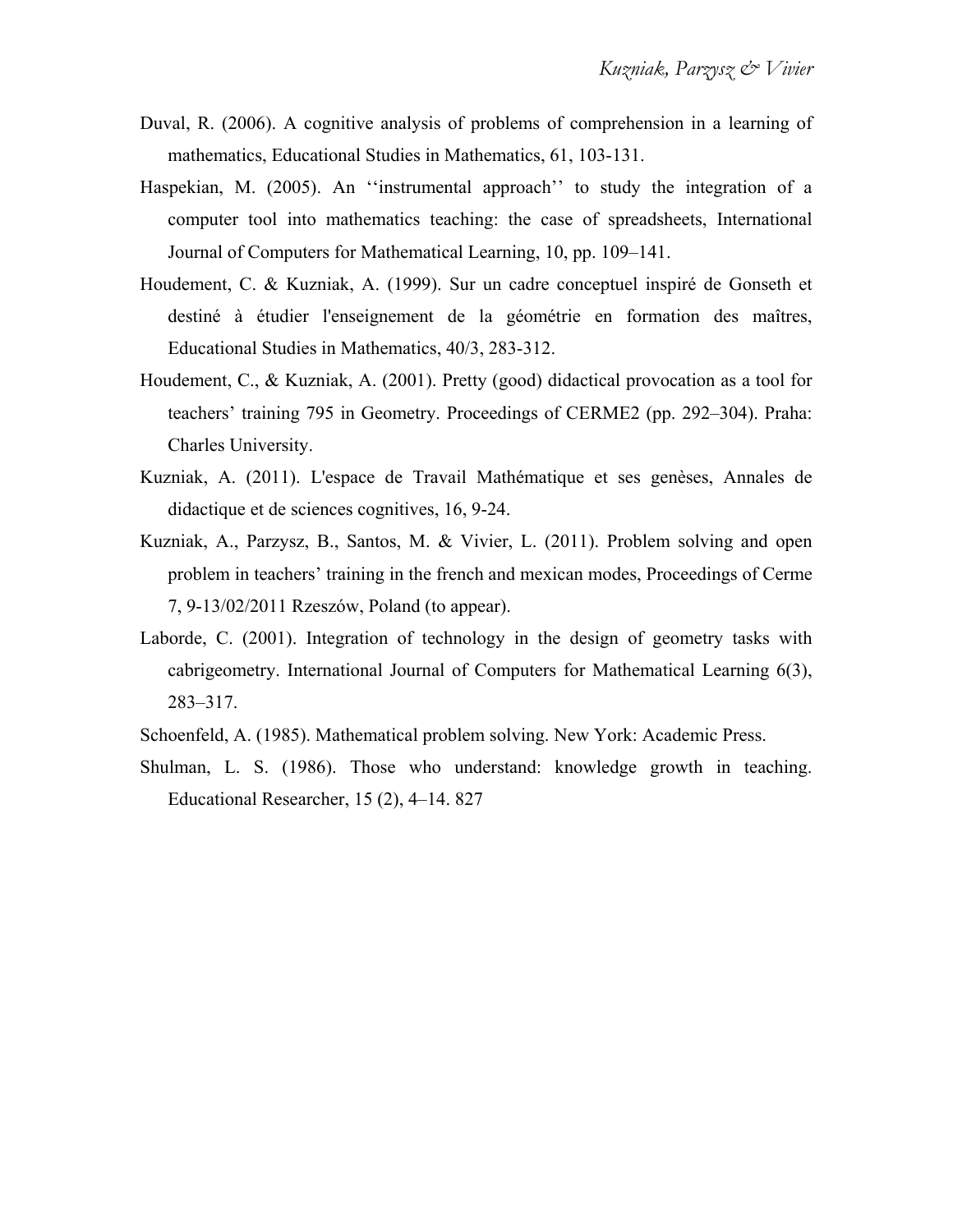Duval, R. (2006). A cognitive analysis of problems of comprehension in a learning of mathematics, Educational Studies in Mathematics, 61, 103-131.

Haspekian, M. (2005). An ‘‘instrumental approach’’ to study the integration of a computer tool into mathematics teaching: the case of spreadsheets, International Journal of Computers for Mathematical Learning, 10, pp. 109–141.

Houdement, C. & Kuzniak, A. (1999). Sur un cadre conceptuel inspiré de Gonseth et destiné à étudier l'enseignement de la géométrie en formation des maîtres, Educational Studies in Mathematics, 40/3, 283-312.

Houdement, C., & Kuzniak, A. (2001). Pretty (good) didactical provocation as a tool for teachers' training 795 in Geometry. Proceedings of CERME2 (pp. 292–304). Praha: Charles University.

Kuzniak, A. (2011). L'espace de Travail Mathématique et ses genèses, Annales de didactique et de sciences cognitives, 16, 9-24.

Kuzniak, A., Parzysz, B., Santos, M. & Vivier, L. (2011). Problem solving and open problem in teachers' training in the french and mexican modes, Proceedings of Cerme 7, 9-13/02/2011 Rzeszów, Poland (to appear).

Laborde, C. (2001). Integration of technology in the design of geometry tasks with cabrigeometry. International Journal of Computers for Mathematical Learning 6(3), 283–317.

Schoenfeld, A. (1985). Mathematical problem solving. New York: Academic Press.

Shulman, L. S. (1986). Those who understand: knowledge growth in teaching. Educational Researcher, 15 (2), 4–14. 827